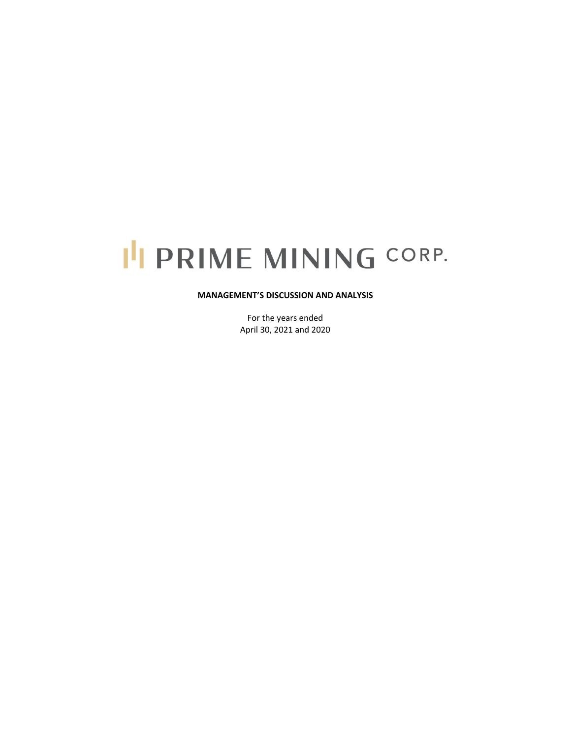# PRIME MINING CORP.

**MANAGEMENT'S DISCUSSION AND ANALYSIS**

For the years ended
April 30, 2021 and 2020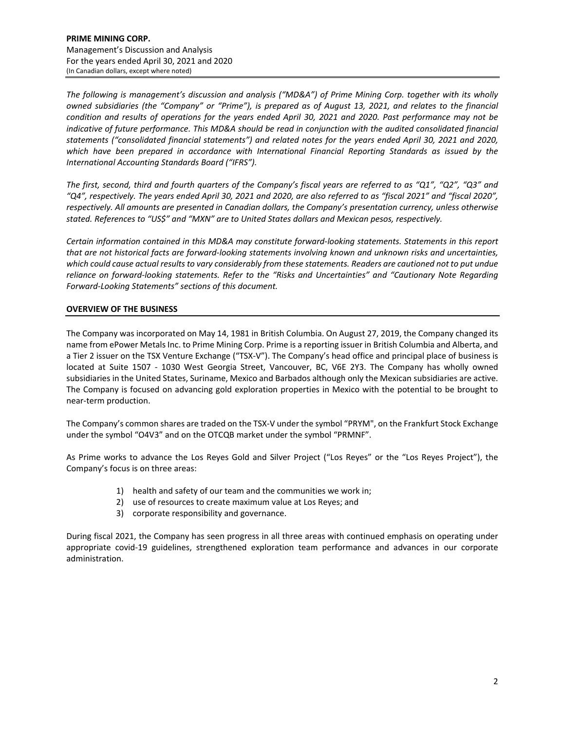*The following is management's discussion and analysis ("MD&A") of Prime Mining Corp. together with its wholly owned subsidiaries (the "Company" or "Prime"), is prepared as of August 13, 2021, and relates to the financial condition and results of operations for the years ended April 30, 2021 and 2020. Past performance may not be indicative of future performance. This MD&A should be read in conjunction with the audited consolidated financial statements ("consolidated financial statements") and related notes for the years ended April 30, 2021 and 2020, which have been prepared in accordance with International Financial Reporting Standards as issued by the International Accounting Standards Board ("IFRS").*

*The first, second, third and fourth quarters of the Company's fiscal years are referred to as "Q1", "Q2", "Q3" and "Q4", respectively. The years ended April 30, 2021 and 2020, are also referred to as "fiscal 2021" and "fiscal 2020", respectively. All amounts are presented in Canadian dollars, the Company's presentation currency, unless otherwise stated. References to "US$" and "MXN" are to United States dollars and Mexican pesos, respectively.*

*Certain information contained in this MD&A may constitute forward-looking statements. Statements in this report that are not historical facts are forward-looking statements involving known and unknown risks and uncertainties, which could cause actual results to vary considerably from these statements. Readers are cautioned not to put undue reliance on forward-looking statements. Refer to the "Risks and Uncertainties" and "Cautionary Note Regarding Forward-Looking Statements" sections of this document.*

## OVERVIEW OF THE BUSINESS

The Company was incorporated on May 14, 1981 in British Columbia. On August 27, 2019, the Company changed its name from ePower Metals Inc. to Prime Mining Corp. Prime is a reporting issuer in British Columbia and Alberta, and a Tier 2 issuer on the TSX Venture Exchange ("TSX-V"). The Company's head office and principal place of business is located at Suite 1507 - 1030 West Georgia Street, Vancouver, BC, V6E 2Y3. The Company has wholly owned subsidiaries in the United States, Suriname, Mexico and Barbados although only the Mexican subsidiaries are active. The Company is focused on advancing gold exploration properties in Mexico with the potential to be brought to near-term production.

The Company's common shares are traded on the TSX-V under the symbol "PRYM", on the Frankfurt Stock Exchange under the symbol "O4V3" and on the OTCQB market under the symbol "PRMNF".

As Prime works to advance the Los Reyes Gold and Silver Project ("Los Reyes" or the "Los Reyes Project"), the Company's focus is on three areas:

1) health and safety of our team and the communities we work in;
2) use of resources to create maximum value at Los Reyes; and
3) corporate responsibility and governance.

During fiscal 2021, the Company has seen progress in all three areas with continued emphasis on operating under appropriate covid-19 guidelines, strengthened exploration team performance and advances in our corporate administration.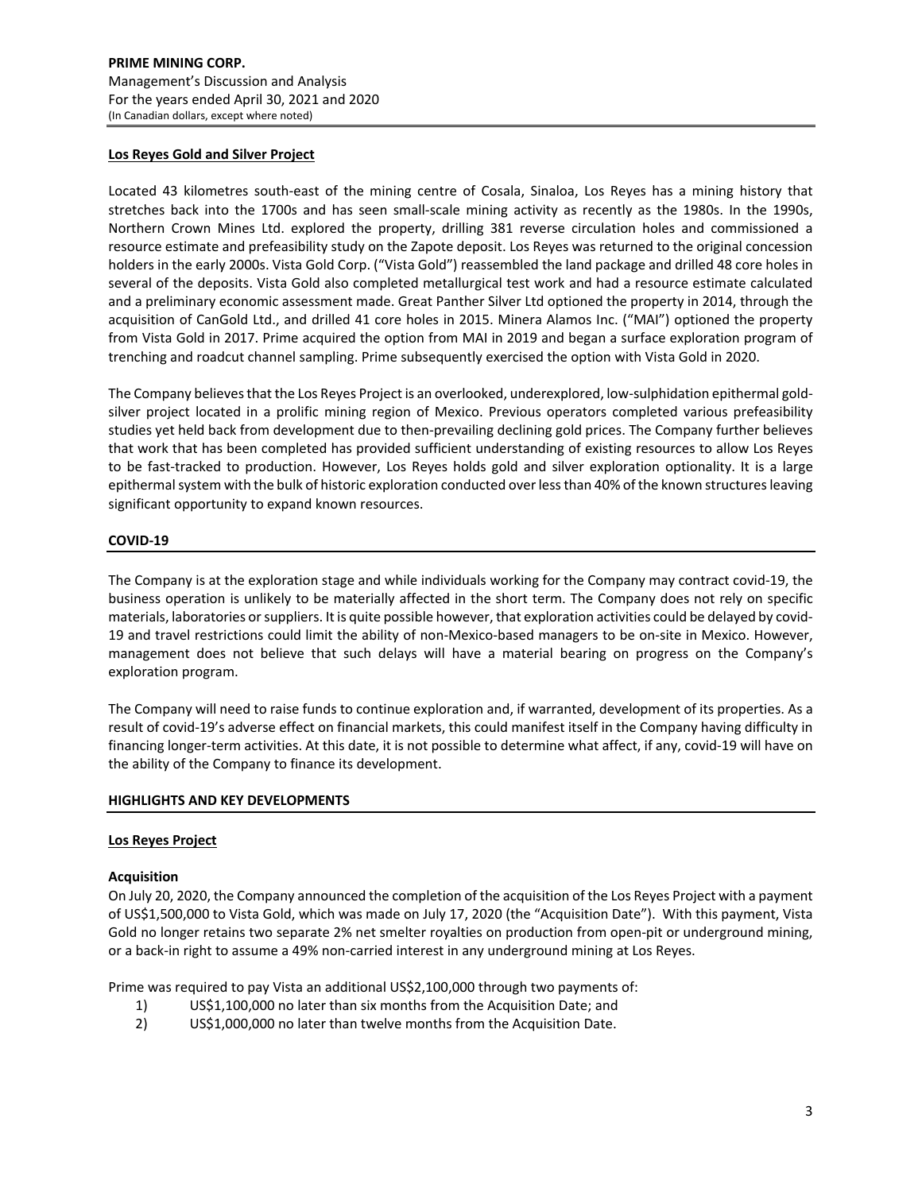### Los Reyes Gold and Silver Project

Located 43 kilometres south-east of the mining centre of Cosala, Sinaloa, Los Reyes has a mining history that stretches back into the 1700s and has seen small-scale mining activity as recently as the 1980s. In the 1990s, Northern Crown Mines Ltd. explored the property, drilling 381 reverse circulation holes and commissioned a resource estimate and prefeasibility study on the Zapote deposit. Los Reyes was returned to the original concession holders in the early 2000s. Vista Gold Corp. ("Vista Gold") reassembled the land package and drilled 48 core holes in several of the deposits. Vista Gold also completed metallurgical test work and had a resource estimate calculated and a preliminary economic assessment made. Great Panther Silver Ltd optioned the property in 2014, through the acquisition of CanGold Ltd., and drilled 41 core holes in 2015. Minera Alamos Inc. ("MAI") optioned the property from Vista Gold in 2017. Prime acquired the option from MAI in 2019 and began a surface exploration program of trenching and roadcut channel sampling. Prime subsequently exercised the option with Vista Gold in 2020.

The Company believes that the Los Reyes Project is an overlooked, underexplored, low-sulphidation epithermal gold-silver project located in a prolific mining region of Mexico. Previous operators completed various prefeasibility studies yet held back from development due to then-prevailing declining gold prices. The Company further believes that work that has been completed has provided sufficient understanding of existing resources to allow Los Reyes to be fast-tracked to production. However, Los Reyes holds gold and silver exploration optionality. It is a large epithermal system with the bulk of historic exploration conducted over less than 40% of the known structures leaving significant opportunity to expand known resources.

## COVID-19

The Company is at the exploration stage and while individuals working for the Company may contract covid-19, the business operation is unlikely to be materially affected in the short term. The Company does not rely on specific materials, laboratories or suppliers. It is quite possible however, that exploration activities could be delayed by covid-19 and travel restrictions could limit the ability of non-Mexico-based managers to be on-site in Mexico. However, management does not believe that such delays will have a material bearing on progress on the Company's exploration program.

The Company will need to raise funds to continue exploration and, if warranted, development of its properties. As a result of covid-19's adverse effect on financial markets, this could manifest itself in the Company having difficulty in financing longer-term activities. At this date, it is not possible to determine what affect, if any, covid-19 will have on the ability of the Company to finance its development.

## HIGHLIGHTS AND KEY DEVELOPMENTS

### Los Reyes Project

#### Acquisition

On July 20, 2020, the Company announced the completion of the acquisition of the Los Reyes Project with a payment of US$1,500,000 to Vista Gold, which was made on July 17, 2020 (the "Acquisition Date"). With this payment, Vista Gold no longer retains two separate 2% net smelter royalties on production from open-pit or underground mining, or a back-in right to assume a 49% non-carried interest in any underground mining at Los Reyes.

Prime was required to pay Vista an additional US$2,100,000 through two payments of:

1) US$1,100,000 no later than six months from the Acquisition Date; and
2) US$1,000,000 no later than twelve months from the Acquisition Date.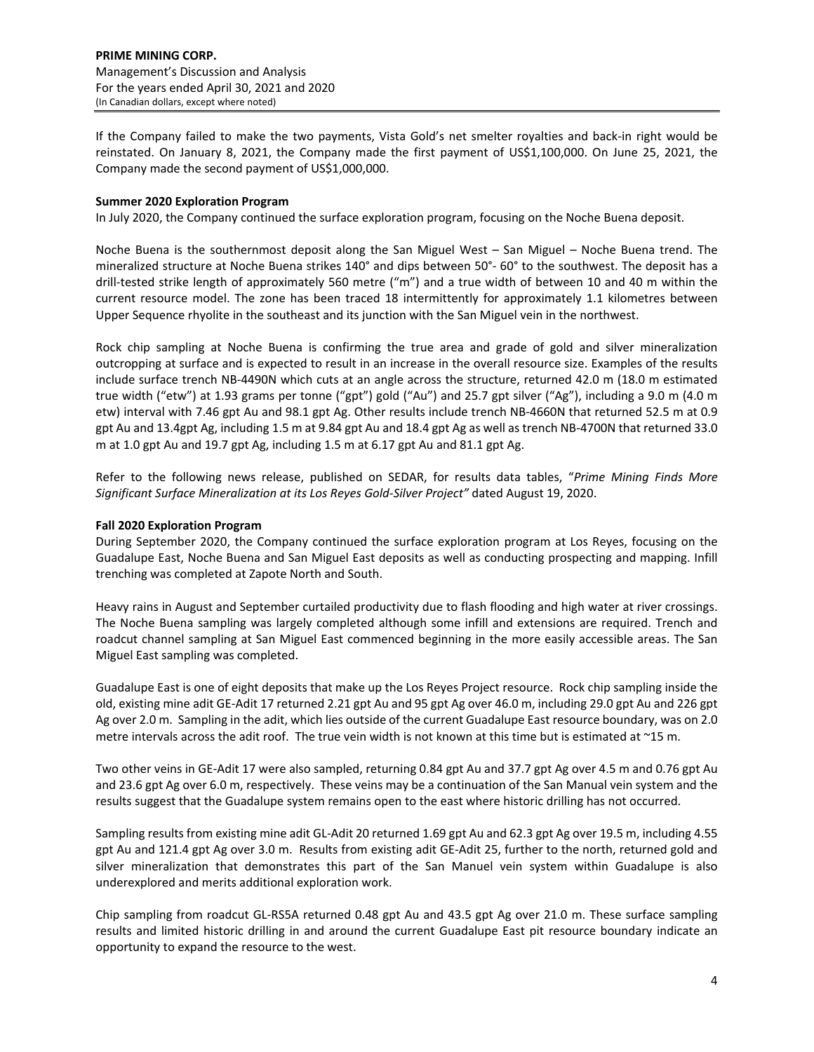If the Company failed to make the two payments, Vista Gold's net smelter royalties and back-in right would be reinstated. On January 8, 2021, the Company made the first payment of US$1,100,000. On June 25, 2021, the Company made the second payment of US$1,000,000.

**Summer 2020 Exploration Program**

In July 2020, the Company continued the surface exploration program, focusing on the Noche Buena deposit.

Noche Buena is the southernmost deposit along the San Miguel West – San Miguel – Noche Buena trend. The mineralized structure at Noche Buena strikes 140° and dips between 50°- 60° to the southwest. The deposit has a drill-tested strike length of approximately 560 metre ("m") and a true width of between 10 and 40 m within the current resource model. The zone has been traced 18 intermittently for approximately 1.1 kilometres between Upper Sequence rhyolite in the southeast and its junction with the San Miguel vein in the northwest.

Rock chip sampling at Noche Buena is confirming the true area and grade of gold and silver mineralization outcropping at surface and is expected to result in an increase in the overall resource size. Examples of the results include surface trench NB-4490N which cuts at an angle across the structure, returned 42.0 m (18.0 m estimated true width ("etw") at 1.93 grams per tonne ("gpt") gold ("Au") and 25.7 gpt silver ("Ag"), including a 9.0 m (4.0 m etw) interval with 7.46 gpt Au and 98.1 gpt Ag. Other results include trench NB-4660N that returned 52.5 m at 0.9 gpt Au and 13.4gpt Ag, including 1.5 m at 9.84 gpt Au and 18.4 gpt Ag as well as trench NB-4700N that returned 33.0 m at 1.0 gpt Au and 19.7 gpt Ag, including 1.5 m at 6.17 gpt Au and 81.1 gpt Ag.

Refer to the following news release, published on SEDAR, for results data tables, "*Prime Mining Finds More Significant Surface Mineralization at its Los Reyes Gold-Silver Project"* dated August 19, 2020.

**Fall 2020 Exploration Program**

During September 2020, the Company continued the surface exploration program at Los Reyes, focusing on the Guadalupe East, Noche Buena and San Miguel East deposits as well as conducting prospecting and mapping. Infill trenching was completed at Zapote North and South.

Heavy rains in August and September curtailed productivity due to flash flooding and high water at river crossings. The Noche Buena sampling was largely completed although some infill and extensions are required. Trench and roadcut channel sampling at San Miguel East commenced beginning in the more easily accessible areas. The San Miguel East sampling was completed.

Guadalupe East is one of eight deposits that make up the Los Reyes Project resource. Rock chip sampling inside the old, existing mine adit GE-Adit 17 returned 2.21 gpt Au and 95 gpt Ag over 46.0 m, including 29.0 gpt Au and 226 gpt Ag over 2.0 m. Sampling in the adit, which lies outside of the current Guadalupe East resource boundary, was on 2.0 metre intervals across the adit roof. The true vein width is not known at this time but is estimated at ~15 m.

Two other veins in GE-Adit 17 were also sampled, returning 0.84 gpt Au and 37.7 gpt Ag over 4.5 m and 0.76 gpt Au and 23.6 gpt Ag over 6.0 m, respectively. These veins may be a continuation of the San Manual vein system and the results suggest that the Guadalupe system remains open to the east where historic drilling has not occurred.

Sampling results from existing mine adit GL-Adit 20 returned 1.69 gpt Au and 62.3 gpt Ag over 19.5 m, including 4.55 gpt Au and 121.4 gpt Ag over 3.0 m. Results from existing adit GE-Adit 25, further to the north, returned gold and silver mineralization that demonstrates this part of the San Manuel vein system within Guadalupe is also underexplored and merits additional exploration work.

Chip sampling from roadcut GL-RS5A returned 0.48 gpt Au and 43.5 gpt Ag over 21.0 m. These surface sampling results and limited historic drilling in and around the current Guadalupe East pit resource boundary indicate an opportunity to expand the resource to the west.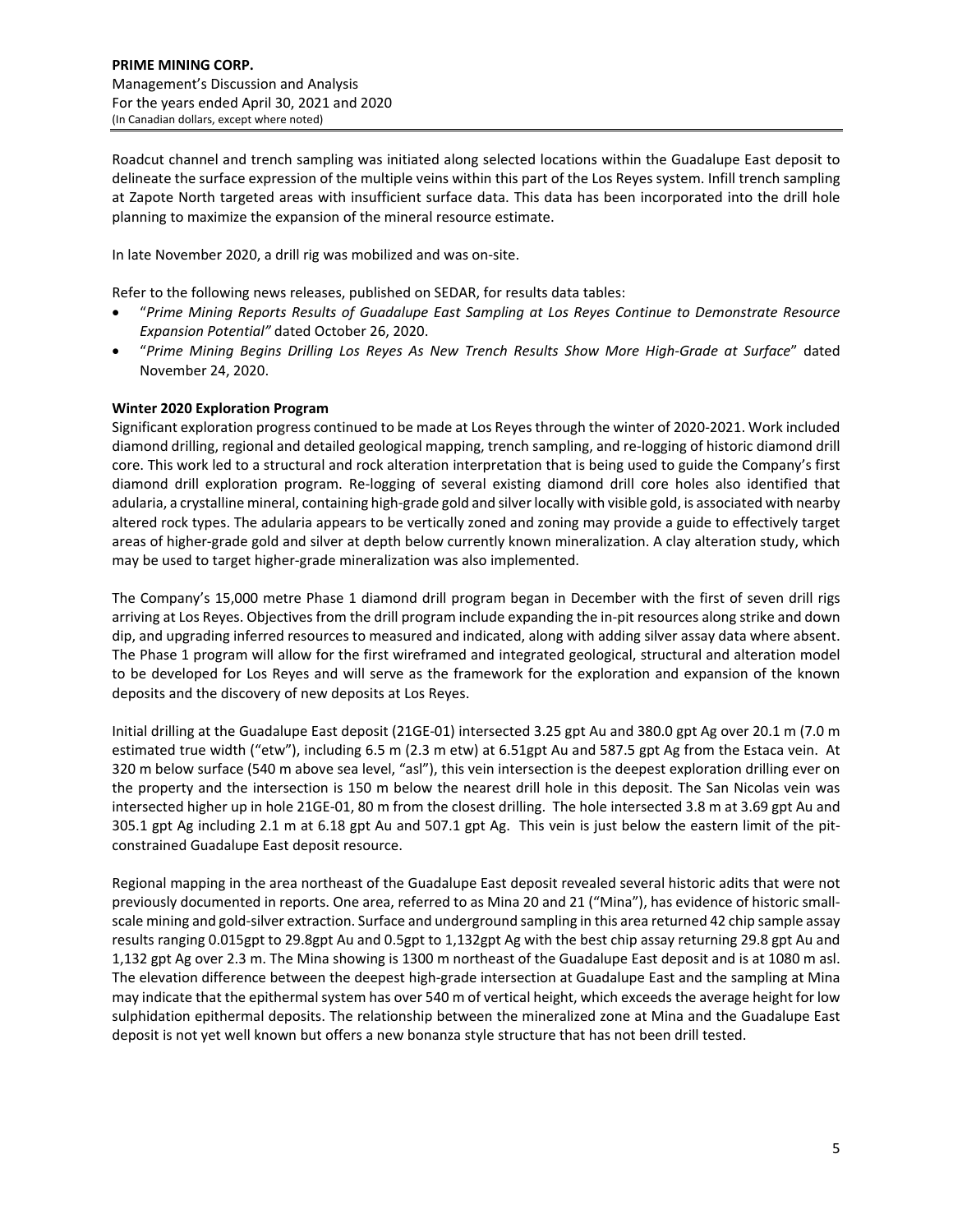Roadcut channel and trench sampling was initiated along selected locations within the Guadalupe East deposit to delineate the surface expression of the multiple veins within this part of the Los Reyes system. Infill trench sampling at Zapote North targeted areas with insufficient surface data. This data has been incorporated into the drill hole planning to maximize the expansion of the mineral resource estimate.

In late November 2020, a drill rig was mobilized and was on-site.

Refer to the following news releases, published on SEDAR, for results data tables:

- "*Prime Mining Reports Results of Guadalupe East Sampling at Los Reyes Continue to Demonstrate Resource Expansion Potential"* dated October 26, 2020.
- "*Prime Mining Begins Drilling Los Reyes As New Trench Results Show More High-Grade at Surface*" dated November 24, 2020.

**Winter 2020 Exploration Program**

Significant exploration progress continued to be made at Los Reyes through the winter of 2020-2021. Work included diamond drilling, regional and detailed geological mapping, trench sampling, and re-logging of historic diamond drill core. This work led to a structural and rock alteration interpretation that is being used to guide the Company's first diamond drill exploration program. Re-logging of several existing diamond drill core holes also identified that adularia, a crystalline mineral, containing high-grade gold and silver locally with visible gold, is associated with nearby altered rock types. The adularia appears to be vertically zoned and zoning may provide a guide to effectively target areas of higher-grade gold and silver at depth below currently known mineralization. A clay alteration study, which may be used to target higher-grade mineralization was also implemented.

The Company's 15,000 metre Phase 1 diamond drill program began in December with the first of seven drill rigs arriving at Los Reyes. Objectives from the drill program include expanding the in-pit resources along strike and down dip, and upgrading inferred resources to measured and indicated, along with adding silver assay data where absent. The Phase 1 program will allow for the first wireframed and integrated geological, structural and alteration model to be developed for Los Reyes and will serve as the framework for the exploration and expansion of the known deposits and the discovery of new deposits at Los Reyes.

Initial drilling at the Guadalupe East deposit (21GE-01) intersected 3.25 gpt Au and 380.0 gpt Ag over 20.1 m (7.0 m estimated true width ("etw"), including 6.5 m (2.3 m etw) at 6.51gpt Au and 587.5 gpt Ag from the Estaca vein. At 320 m below surface (540 m above sea level, "asl"), this vein intersection is the deepest exploration drilling ever on the property and the intersection is 150 m below the nearest drill hole in this deposit. The San Nicolas vein was intersected higher up in hole 21GE-01, 80 m from the closest drilling. The hole intersected 3.8 m at 3.69 gpt Au and 305.1 gpt Ag including 2.1 m at 6.18 gpt Au and 507.1 gpt Ag. This vein is just below the eastern limit of the pit-constrained Guadalupe East deposit resource.

Regional mapping in the area northeast of the Guadalupe East deposit revealed several historic adits that were not previously documented in reports. One area, referred to as Mina 20 and 21 ("Mina"), has evidence of historic small-scale mining and gold-silver extraction. Surface and underground sampling in this area returned 42 chip sample assay results ranging 0.015gpt to 29.8gpt Au and 0.5gpt to 1,132gpt Ag with the best chip assay returning 29.8 gpt Au and 1,132 gpt Ag over 2.3 m. The Mina showing is 1300 m northeast of the Guadalupe East deposit and is at 1080 m asl. The elevation difference between the deepest high-grade intersection at Guadalupe East and the sampling at Mina may indicate that the epithermal system has over 540 m of vertical height, which exceeds the average height for low sulphidation epithermal deposits. The relationship between the mineralized zone at Mina and the Guadalupe East deposit is not yet well known but offers a new bonanza style structure that has not been drill tested.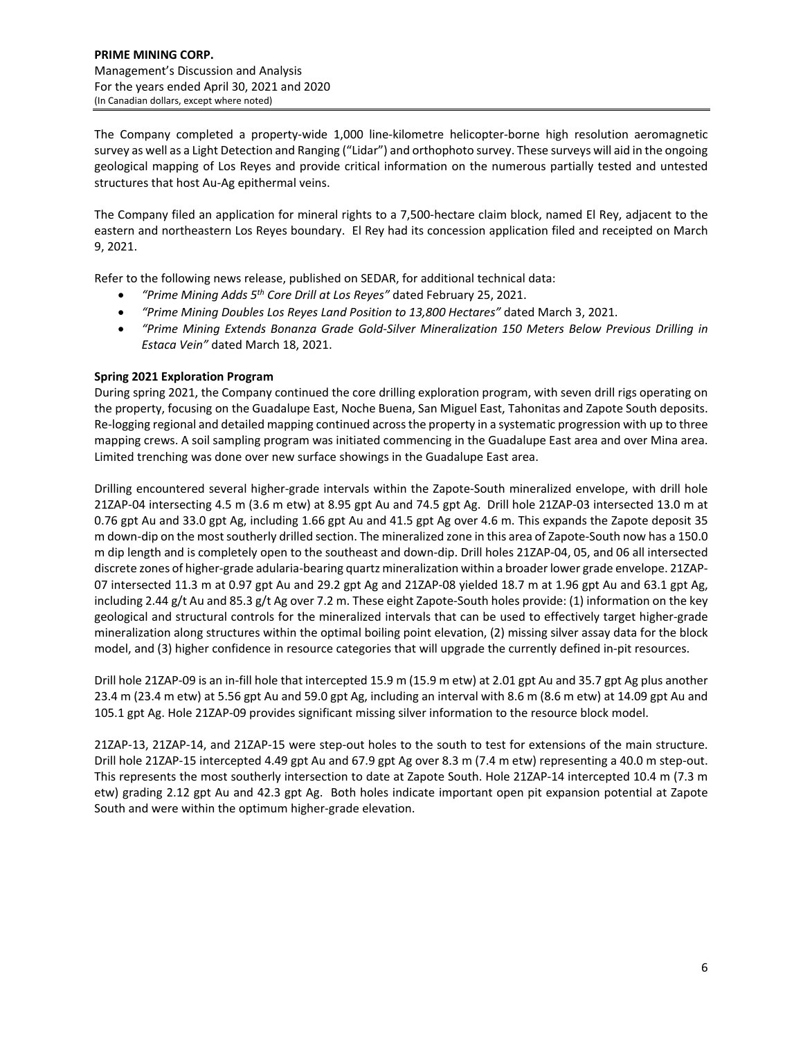The Company completed a property-wide 1,000 line-kilometre helicopter-borne high resolution aeromagnetic survey as well as a Light Detection and Ranging ("Lidar") and orthophoto survey. These surveys will aid in the ongoing geological mapping of Los Reyes and provide critical information on the numerous partially tested and untested structures that host Au-Ag epithermal veins.

The Company filed an application for mineral rights to a 7,500-hectare claim block, named El Rey, adjacent to the eastern and northeastern Los Reyes boundary. El Rey had its concession application filed and receipted on March 9, 2021.

Refer to the following news release, published on SEDAR, for additional technical data:

- *"Prime Mining Adds 5th Core Drill at Los Reyes"* dated February 25, 2021.
- *"Prime Mining Doubles Los Reyes Land Position to 13,800 Hectares"* dated March 3, 2021.
- *"Prime Mining Extends Bonanza Grade Gold-Silver Mineralization 150 Meters Below Previous Drilling in Estaca Vein"* dated March 18, 2021.

**Spring 2021 Exploration Program**

During spring 2021, the Company continued the core drilling exploration program, with seven drill rigs operating on the property, focusing on the Guadalupe East, Noche Buena, San Miguel East, Tahonitas and Zapote South deposits. Re-logging regional and detailed mapping continued across the property in a systematic progression with up to three mapping crews. A soil sampling program was initiated commencing in the Guadalupe East area and over Mina area. Limited trenching was done over new surface showings in the Guadalupe East area.

Drilling encountered several higher-grade intervals within the Zapote-South mineralized envelope, with drill hole 21ZAP-04 intersecting 4.5 m (3.6 m etw) at 8.95 gpt Au and 74.5 gpt Ag. Drill hole 21ZAP-03 intersected 13.0 m at 0.76 gpt Au and 33.0 gpt Ag, including 1.66 gpt Au and 41.5 gpt Ag over 4.6 m. This expands the Zapote deposit 35 m down-dip on the most southerly drilled section. The mineralized zone in this area of Zapote-South now has a 150.0 m dip length and is completely open to the southeast and down-dip. Drill holes 21ZAP-04, 05, and 06 all intersected discrete zones of higher-grade adularia-bearing quartz mineralization within a broader lower grade envelope. 21ZAP-07 intersected 11.3 m at 0.97 gpt Au and 29.2 gpt Ag and 21ZAP-08 yielded 18.7 m at 1.96 gpt Au and 63.1 gpt Ag, including 2.44 g/t Au and 85.3 g/t Ag over 7.2 m. These eight Zapote-South holes provide: (1) information on the key geological and structural controls for the mineralized intervals that can be used to effectively target higher-grade mineralization along structures within the optimal boiling point elevation, (2) missing silver assay data for the block model, and (3) higher confidence in resource categories that will upgrade the currently defined in-pit resources.

Drill hole 21ZAP-09 is an in-fill hole that intercepted 15.9 m (15.9 m etw) at 2.01 gpt Au and 35.7 gpt Ag plus another 23.4 m (23.4 m etw) at 5.56 gpt Au and 59.0 gpt Ag, including an interval with 8.6 m (8.6 m etw) at 14.09 gpt Au and 105.1 gpt Ag. Hole 21ZAP-09 provides significant missing silver information to the resource block model.

21ZAP-13, 21ZAP-14, and 21ZAP-15 were step-out holes to the south to test for extensions of the main structure. Drill hole 21ZAP-15 intercepted 4.49 gpt Au and 67.9 gpt Ag over 8.3 m (7.4 m etw) representing a 40.0 m step-out. This represents the most southerly intersection to date at Zapote South. Hole 21ZAP-14 intercepted 10.4 m (7.3 m etw) grading 2.12 gpt Au and 42.3 gpt Ag. Both holes indicate important open pit expansion potential at Zapote South and were within the optimum higher-grade elevation.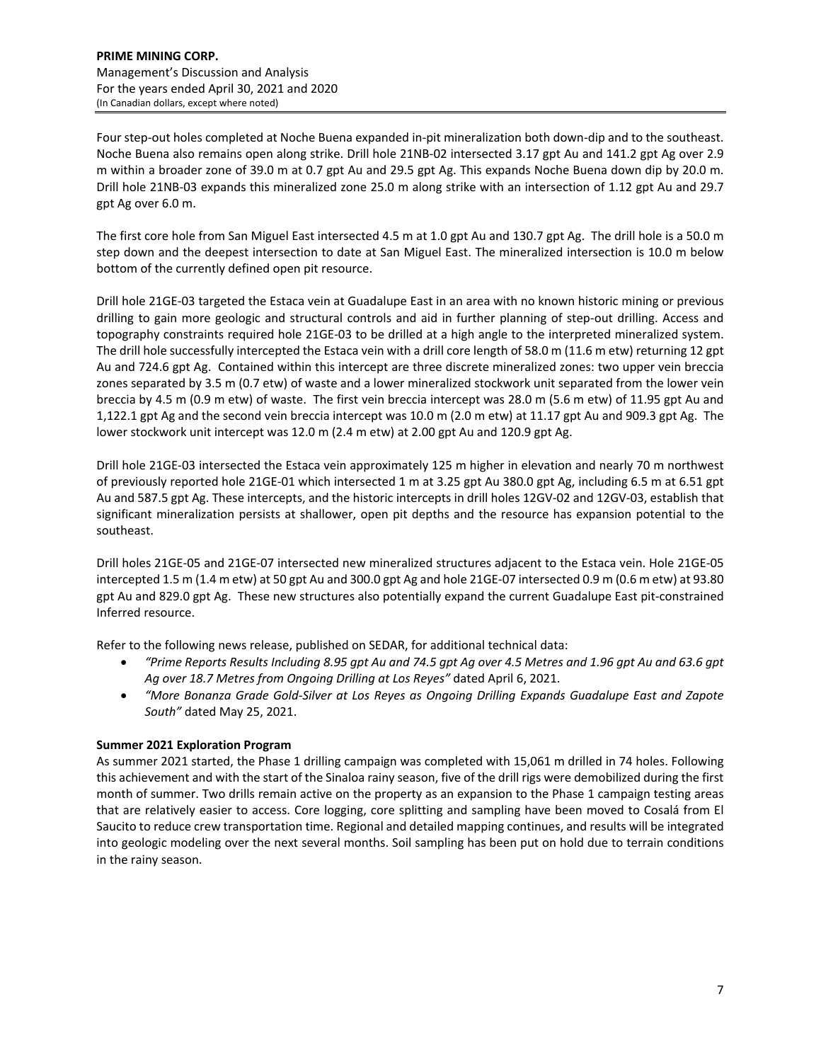Four step-out holes completed at Noche Buena expanded in-pit mineralization both down-dip and to the southeast. Noche Buena also remains open along strike. Drill hole 21NB-02 intersected 3.17 gpt Au and 141.2 gpt Ag over 2.9 m within a broader zone of 39.0 m at 0.7 gpt Au and 29.5 gpt Ag. This expands Noche Buena down dip by 20.0 m. Drill hole 21NB-03 expands this mineralized zone 25.0 m along strike with an intersection of 1.12 gpt Au and 29.7 gpt Ag over 6.0 m.

The first core hole from San Miguel East intersected 4.5 m at 1.0 gpt Au and 130.7 gpt Ag. The drill hole is a 50.0 m step down and the deepest intersection to date at San Miguel East. The mineralized intersection is 10.0 m below bottom of the currently defined open pit resource.

Drill hole 21GE-03 targeted the Estaca vein at Guadalupe East in an area with no known historic mining or previous drilling to gain more geologic and structural controls and aid in further planning of step-out drilling. Access and topography constraints required hole 21GE-03 to be drilled at a high angle to the interpreted mineralized system. The drill hole successfully intercepted the Estaca vein with a drill core length of 58.0 m (11.6 m etw) returning 12 gpt Au and 724.6 gpt Ag. Contained within this intercept are three discrete mineralized zones: two upper vein breccia zones separated by 3.5 m (0.7 etw) of waste and a lower mineralized stockwork unit separated from the lower vein breccia by 4.5 m (0.9 m etw) of waste. The first vein breccia intercept was 28.0 m (5.6 m etw) of 11.95 gpt Au and 1,122.1 gpt Ag and the second vein breccia intercept was 10.0 m (2.0 m etw) at 11.17 gpt Au and 909.3 gpt Ag. The lower stockwork unit intercept was 12.0 m (2.4 m etw) at 2.00 gpt Au and 120.9 gpt Ag.

Drill hole 21GE-03 intersected the Estaca vein approximately 125 m higher in elevation and nearly 70 m northwest of previously reported hole 21GE-01 which intersected 1 m at 3.25 gpt Au 380.0 gpt Ag, including 6.5 m at 6.51 gpt Au and 587.5 gpt Ag. These intercepts, and the historic intercepts in drill holes 12GV-02 and 12GV-03, establish that significant mineralization persists at shallower, open pit depths and the resource has expansion potential to the southeast.

Drill holes 21GE-05 and 21GE-07 intersected new mineralized structures adjacent to the Estaca vein. Hole 21GE-05 intercepted 1.5 m (1.4 m etw) at 50 gpt Au and 300.0 gpt Ag and hole 21GE-07 intersected 0.9 m (0.6 m etw) at 93.80 gpt Au and 829.0 gpt Ag. These new structures also potentially expand the current Guadalupe East pit-constrained Inferred resource.

Refer to the following news release, published on SEDAR, for additional technical data:

- *"Prime Reports Results Including 8.95 gpt Au and 74.5 gpt Ag over 4.5 Metres and 1.96 gpt Au and 63.6 gpt Ag over 18.7 Metres from Ongoing Drilling at Los Reyes"* dated April 6, 2021.
- *"More Bonanza Grade Gold-Silver at Los Reyes as Ongoing Drilling Expands Guadalupe East and Zapote South"* dated May 25, 2021.

**Summer 2021 Exploration Program**

As summer 2021 started, the Phase 1 drilling campaign was completed with 15,061 m drilled in 74 holes. Following this achievement and with the start of the Sinaloa rainy season, five of the drill rigs were demobilized during the first month of summer. Two drills remain active on the property as an expansion to the Phase 1 campaign testing areas that are relatively easier to access. Core logging, core splitting and sampling have been moved to Cosalá from El Saucito to reduce crew transportation time. Regional and detailed mapping continues, and results will be integrated into geologic modeling over the next several months. Soil sampling has been put on hold due to terrain conditions in the rainy season.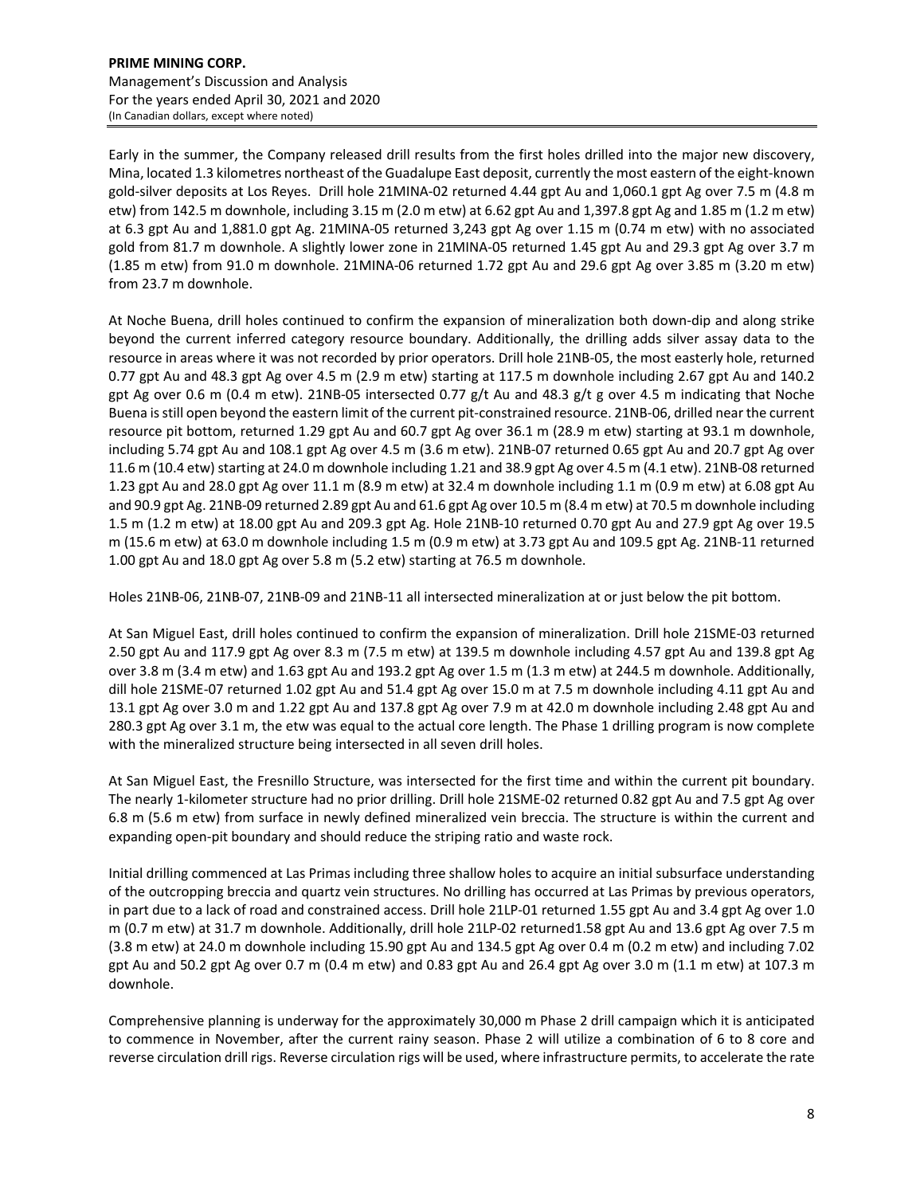Early in the summer, the Company released drill results from the first holes drilled into the major new discovery, Mina, located 1.3 kilometres northeast of the Guadalupe East deposit, currently the most eastern of the eight-known gold-silver deposits at Los Reyes. Drill hole 21MINA-02 returned 4.44 gpt Au and 1,060.1 gpt Ag over 7.5 m (4.8 m etw) from 142.5 m downhole, including 3.15 m (2.0 m etw) at 6.62 gpt Au and 1,397.8 gpt Ag and 1.85 m (1.2 m etw) at 6.3 gpt Au and 1,881.0 gpt Ag. 21MINA-05 returned 3,243 gpt Ag over 1.15 m (0.74 m etw) with no associated gold from 81.7 m downhole. A slightly lower zone in 21MINA-05 returned 1.45 gpt Au and 29.3 gpt Ag over 3.7 m (1.85 m etw) from 91.0 m downhole. 21MINA-06 returned 1.72 gpt Au and 29.6 gpt Ag over 3.85 m (3.20 m etw) from 23.7 m downhole.

At Noche Buena, drill holes continued to confirm the expansion of mineralization both down-dip and along strike beyond the current inferred category resource boundary. Additionally, the drilling adds silver assay data to the resource in areas where it was not recorded by prior operators. Drill hole 21NB-05, the most easterly hole, returned 0.77 gpt Au and 48.3 gpt Ag over 4.5 m (2.9 m etw) starting at 117.5 m downhole including 2.67 gpt Au and 140.2 gpt Ag over 0.6 m (0.4 m etw). 21NB-05 intersected 0.77 g/t Au and 48.3 g/t g over 4.5 m indicating that Noche Buena is still open beyond the eastern limit of the current pit-constrained resource. 21NB-06, drilled near the current resource pit bottom, returned 1.29 gpt Au and 60.7 gpt Ag over 36.1 m (28.9 m etw) starting at 93.1 m downhole, including 5.74 gpt Au and 108.1 gpt Ag over 4.5 m (3.6 m etw). 21NB-07 returned 0.65 gpt Au and 20.7 gpt Ag over 11.6 m (10.4 etw) starting at 24.0 m downhole including 1.21 and 38.9 gpt Ag over 4.5 m (4.1 etw). 21NB-08 returned 1.23 gpt Au and 28.0 gpt Ag over 11.1 m (8.9 m etw) at 32.4 m downhole including 1.1 m (0.9 m etw) at 6.08 gpt Au and 90.9 gpt Ag. 21NB-09 returned 2.89 gpt Au and 61.6 gpt Ag over 10.5 m (8.4 m etw) at 70.5 m downhole including 1.5 m (1.2 m etw) at 18.00 gpt Au and 209.3 gpt Ag. Hole 21NB-10 returned 0.70 gpt Au and 27.9 gpt Ag over 19.5 m (15.6 m etw) at 63.0 m downhole including 1.5 m (0.9 m etw) at 3.73 gpt Au and 109.5 gpt Ag. 21NB-11 returned 1.00 gpt Au and 18.0 gpt Ag over 5.8 m (5.2 etw) starting at 76.5 m downhole.

Holes 21NB-06, 21NB-07, 21NB-09 and 21NB-11 all intersected mineralization at or just below the pit bottom.

At San Miguel East, drill holes continued to confirm the expansion of mineralization. Drill hole 21SME-03 returned 2.50 gpt Au and 117.9 gpt Ag over 8.3 m (7.5 m etw) at 139.5 m downhole including 4.57 gpt Au and 139.8 gpt Ag over 3.8 m (3.4 m etw) and 1.63 gpt Au and 193.2 gpt Ag over 1.5 m (1.3 m etw) at 244.5 m downhole. Additionally, dill hole 21SME-07 returned 1.02 gpt Au and 51.4 gpt Ag over 15.0 m at 7.5 m downhole including 4.11 gpt Au and 13.1 gpt Ag over 3.0 m and 1.22 gpt Au and 137.8 gpt Ag over 7.9 m at 42.0 m downhole including 2.48 gpt Au and 280.3 gpt Ag over 3.1 m, the etw was equal to the actual core length. The Phase 1 drilling program is now complete with the mineralized structure being intersected in all seven drill holes.

At San Miguel East, the Fresnillo Structure, was intersected for the first time and within the current pit boundary. The nearly 1-kilometer structure had no prior drilling. Drill hole 21SME-02 returned 0.82 gpt Au and 7.5 gpt Ag over 6.8 m (5.6 m etw) from surface in newly defined mineralized vein breccia. The structure is within the current and expanding open-pit boundary and should reduce the striping ratio and waste rock.

Initial drilling commenced at Las Primas including three shallow holes to acquire an initial subsurface understanding of the outcropping breccia and quartz vein structures. No drilling has occurred at Las Primas by previous operators, in part due to a lack of road and constrained access. Drill hole 21LP-01 returned 1.55 gpt Au and 3.4 gpt Ag over 1.0 m (0.7 m etw) at 31.7 m downhole. Additionally, drill hole 21LP-02 returned1.58 gpt Au and 13.6 gpt Ag over 7.5 m (3.8 m etw) at 24.0 m downhole including 15.90 gpt Au and 134.5 gpt Ag over 0.4 m (0.2 m etw) and including 7.02 gpt Au and 50.2 gpt Ag over 0.7 m (0.4 m etw) and 0.83 gpt Au and 26.4 gpt Ag over 3.0 m (1.1 m etw) at 107.3 m downhole.

Comprehensive planning is underway for the approximately 30,000 m Phase 2 drill campaign which it is anticipated to commence in November, after the current rainy season. Phase 2 will utilize a combination of 6 to 8 core and reverse circulation drill rigs. Reverse circulation rigs will be used, where infrastructure permits, to accelerate the rate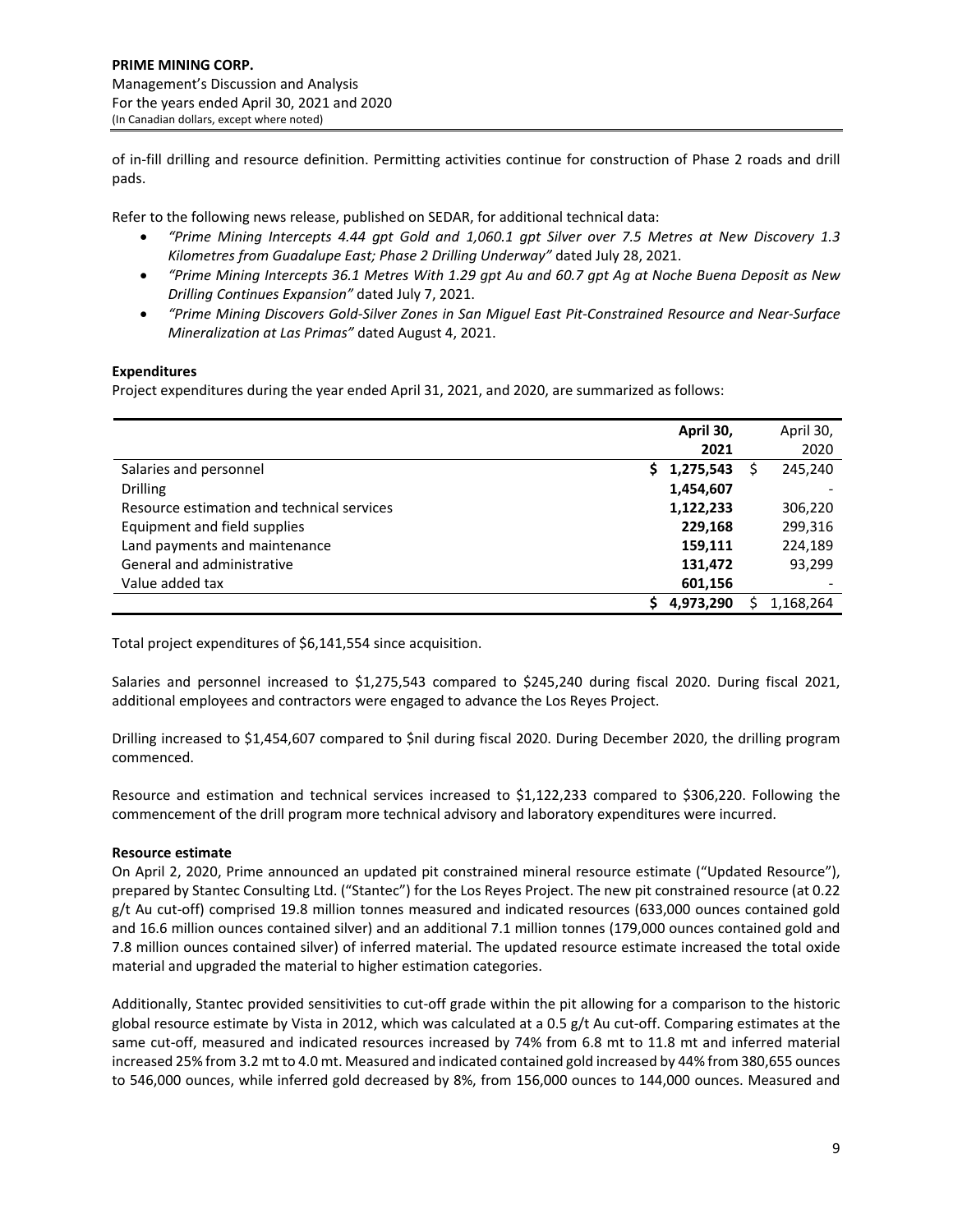of in-fill drilling and resource definition. Permitting activities continue for construction of Phase 2 roads and drill pads.

Refer to the following news release, published on SEDAR, for additional technical data:

- *"Prime Mining Intercepts 4.44 gpt Gold and 1,060.1 gpt Silver over 7.5 Metres at New Discovery 1.3 Kilometres from Guadalupe East; Phase 2 Drilling Underway"* dated July 28, 2021.
- *"Prime Mining Intercepts 36.1 Metres With 1.29 gpt Au and 60.7 gpt Ag at Noche Buena Deposit as New Drilling Continues Expansion"* dated July 7, 2021.
- *"Prime Mining Discovers Gold-Silver Zones in San Miguel East Pit-Constrained Resource and Near-Surface Mineralization at Las Primas"* dated August 4, 2021.

**Expenditures**

Project expenditures during the year ended April 31, 2021, and 2020, are summarized as follows:

| | **April 30, 2021** | April 30, 2020 |
|---|---|---|
| Salaries and personnel | **$ 1,275,543** | $ 245,240 |
| Drilling | **1,454,607** | - |
| Resource estimation and technical services | **1,122,233** | 306,220 |
| Equipment and field supplies | **229,168** | 299,316 |
| Land payments and maintenance | **159,111** | 224,189 |
| General and administrative | **131,472** | 93,299 |
| Value added tax | **601,156** | - |
| | **$ 4,973,290** | $ 1,168,264 |

Total project expenditures of $6,141,554 since acquisition.

Salaries and personnel increased to $1,275,543 compared to $245,240 during fiscal 2020. During fiscal 2021, additional employees and contractors were engaged to advance the Los Reyes Project.

Drilling increased to $1,454,607 compared to $nil during fiscal 2020. During December 2020, the drilling program commenced.

Resource and estimation and technical services increased to $1,122,233 compared to $306,220. Following the commencement of the drill program more technical advisory and laboratory expenditures were incurred.

**Resource estimate**

On April 2, 2020, Prime announced an updated pit constrained mineral resource estimate ("Updated Resource"), prepared by Stantec Consulting Ltd. ("Stantec") for the Los Reyes Project. The new pit constrained resource (at 0.22 g/t Au cut-off) comprised 19.8 million tonnes measured and indicated resources (633,000 ounces contained gold and 16.6 million ounces contained silver) and an additional 7.1 million tonnes (179,000 ounces contained gold and 7.8 million ounces contained silver) of inferred material. The updated resource estimate increased the total oxide material and upgraded the material to higher estimation categories.

Additionally, Stantec provided sensitivities to cut-off grade within the pit allowing for a comparison to the historic global resource estimate by Vista in 2012, which was calculated at a 0.5 g/t Au cut-off. Comparing estimates at the same cut-off, measured and indicated resources increased by 74% from 6.8 mt to 11.8 mt and inferred material increased 25% from 3.2 mt to 4.0 mt. Measured and indicated contained gold increased by 44% from 380,655 ounces to 546,000 ounces, while inferred gold decreased by 8%, from 156,000 ounces to 144,000 ounces. Measured and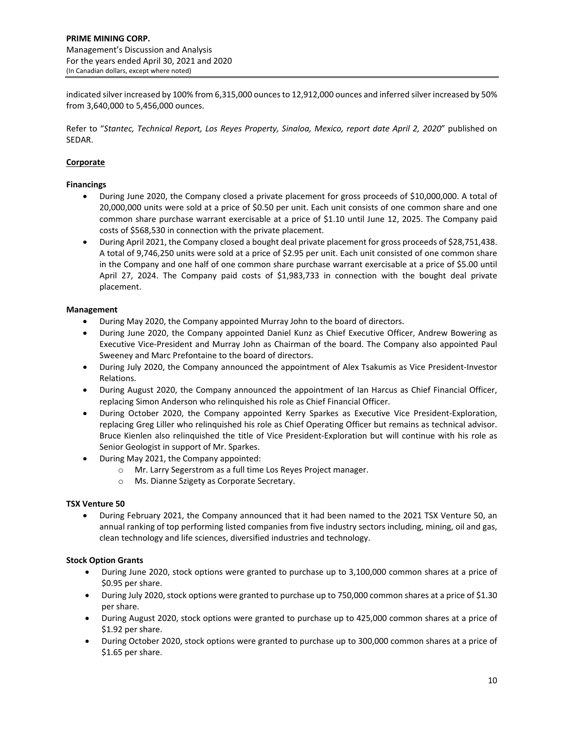indicated silver increased by 100% from 6,315,000 ounces to 12,912,000 ounces and inferred silver increased by 50% from 3,640,000 to 5,456,000 ounces.

Refer to "*Stantec, Technical Report, Los Reyes Property, Sinaloa, Mexico, report date April 2, 2020*" published on SEDAR.

## Corporate

### Financings

- During June 2020, the Company closed a private placement for gross proceeds of $10,000,000. A total of 20,000,000 units were sold at a price of $0.50 per unit. Each unit consists of one common share and one common share purchase warrant exercisable at a price of $1.10 until June 12, 2025. The Company paid costs of $568,530 in connection with the private placement.
- During April 2021, the Company closed a bought deal private placement for gross proceeds of $28,751,438. A total of 9,746,250 units were sold at a price of $2.95 per unit. Each unit consisted of one common share in the Company and one half of one common share purchase warrant exercisable at a price of $5.00 until April 27, 2024. The Company paid costs of $1,983,733 in connection with the bought deal private placement.

### Management

- During May 2020, the Company appointed Murray John to the board of directors.
- During June 2020, the Company appointed Daniel Kunz as Chief Executive Officer, Andrew Bowering as Executive Vice-President and Murray John as Chairman of the board. The Company also appointed Paul Sweeney and Marc Prefontaine to the board of directors.
- During July 2020, the Company announced the appointment of Alex Tsakumis as Vice President-Investor Relations.
- During August 2020, the Company announced the appointment of Ian Harcus as Chief Financial Officer, replacing Simon Anderson who relinquished his role as Chief Financial Officer.
- During October 2020, the Company appointed Kerry Sparkes as Executive Vice President-Exploration, replacing Greg Liller who relinquished his role as Chief Operating Officer but remains as technical advisor. Bruce Kienlen also relinquished the title of Vice President-Exploration but will continue with his role as Senior Geologist in support of Mr. Sparkes.
- During May 2021, the Company appointed:
  - Mr. Larry Segerstrom as a full time Los Reyes Project manager.
  - Ms. Dianne Szigety as Corporate Secretary.

### TSX Venture 50

- During February 2021, the Company announced that it had been named to the 2021 TSX Venture 50, an annual ranking of top performing listed companies from five industry sectors including, mining, oil and gas, clean technology and life sciences, diversified industries and technology.

### Stock Option Grants

- During June 2020, stock options were granted to purchase up to 3,100,000 common shares at a price of $0.95 per share.
- During July 2020, stock options were granted to purchase up to 750,000 common shares at a price of $1.30 per share.
- During August 2020, stock options were granted to purchase up to 425,000 common shares at a price of $1.92 per share.
- During October 2020, stock options were granted to purchase up to 300,000 common shares at a price of $1.65 per share.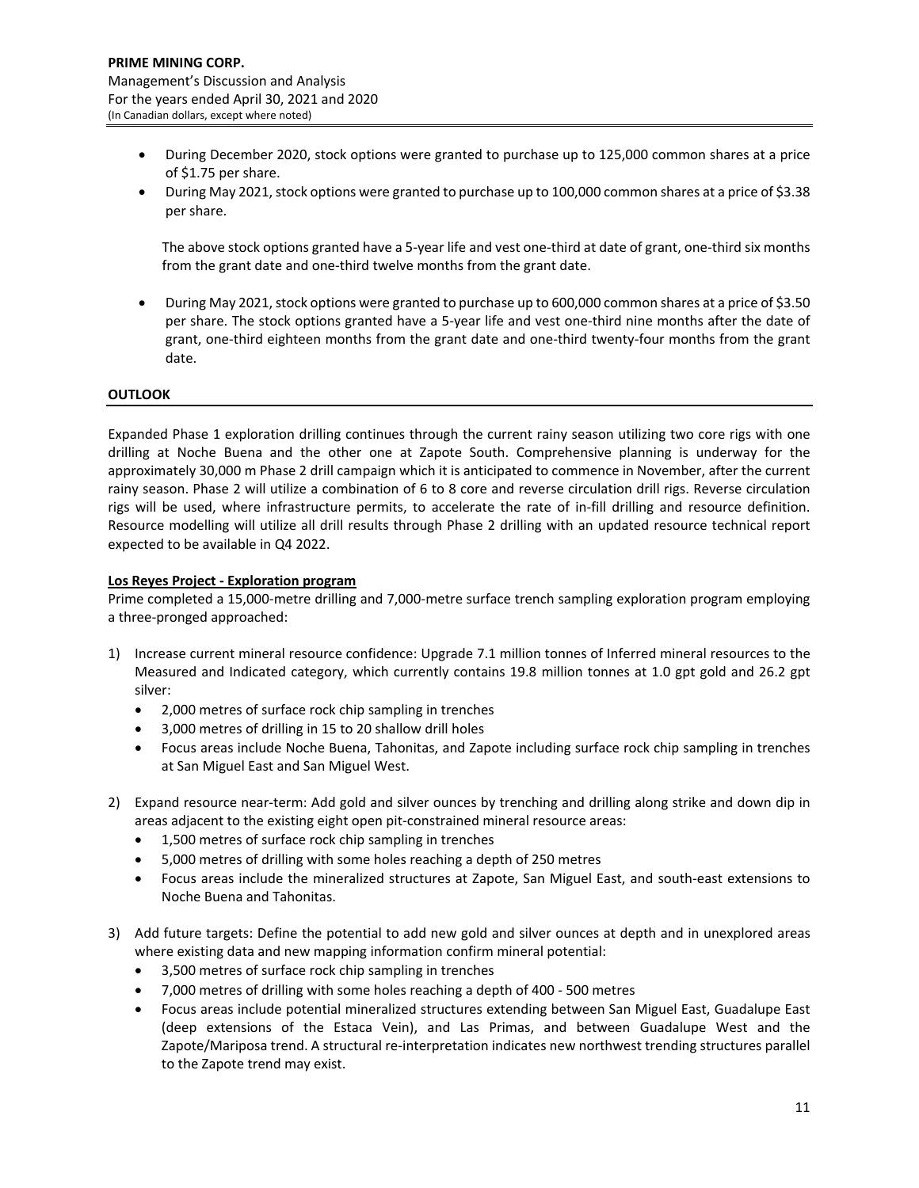- During December 2020, stock options were granted to purchase up to 125,000 common shares at a price of $1.75 per share.
- During May 2021, stock options were granted to purchase up to 100,000 common shares at a price of $3.38 per share.

  The above stock options granted have a 5-year life and vest one-third at date of grant, one-third six months from the grant date and one-third twelve months from the grant date.

- During May 2021, stock options were granted to purchase up to 600,000 common shares at a price of $3.50 per share. The stock options granted have a 5-year life and vest one-third nine months after the date of grant, one-third eighteen months from the grant date and one-third twenty-four months from the grant date.

## OUTLOOK

Expanded Phase 1 exploration drilling continues through the current rainy season utilizing two core rigs with one drilling at Noche Buena and the other one at Zapote South. Comprehensive planning is underway for the approximately 30,000 m Phase 2 drill campaign which it is anticipated to commence in November, after the current rainy season. Phase 2 will utilize a combination of 6 to 8 core and reverse circulation drill rigs. Reverse circulation rigs will be used, where infrastructure permits, to accelerate the rate of in-fill drilling and resource definition. Resource modelling will utilize all drill results through Phase 2 drilling with an updated resource technical report expected to be available in Q4 2022.

**Los Reyes Project - Exploration program**

Prime completed a 15,000-metre drilling and 7,000-metre surface trench sampling exploration program employing a three-pronged approached:

1) Increase current mineral resource confidence: Upgrade 7.1 million tonnes of Inferred mineral resources to the Measured and Indicated category, which currently contains 19.8 million tonnes at 1.0 gpt gold and 26.2 gpt silver:
   - 2,000 metres of surface rock chip sampling in trenches
   - 3,000 metres of drilling in 15 to 20 shallow drill holes
   - Focus areas include Noche Buena, Tahonitas, and Zapote including surface rock chip sampling in trenches at San Miguel East and San Miguel West.

2) Expand resource near-term: Add gold and silver ounces by trenching and drilling along strike and down dip in areas adjacent to the existing eight open pit-constrained mineral resource areas:
   - 1,500 metres of surface rock chip sampling in trenches
   - 5,000 metres of drilling with some holes reaching a depth of 250 metres
   - Focus areas include the mineralized structures at Zapote, San Miguel East, and south-east extensions to Noche Buena and Tahonitas.

3) Add future targets: Define the potential to add new gold and silver ounces at depth and in unexplored areas where existing data and new mapping information confirm mineral potential:
   - 3,500 metres of surface rock chip sampling in trenches
   - 7,000 metres of drilling with some holes reaching a depth of 400 - 500 metres
   - Focus areas include potential mineralized structures extending between San Miguel East, Guadalupe East (deep extensions of the Estaca Vein), and Las Primas, and between Guadalupe West and the Zapote/Mariposa trend. A structural re-interpretation indicates new northwest trending structures parallel to the Zapote trend may exist.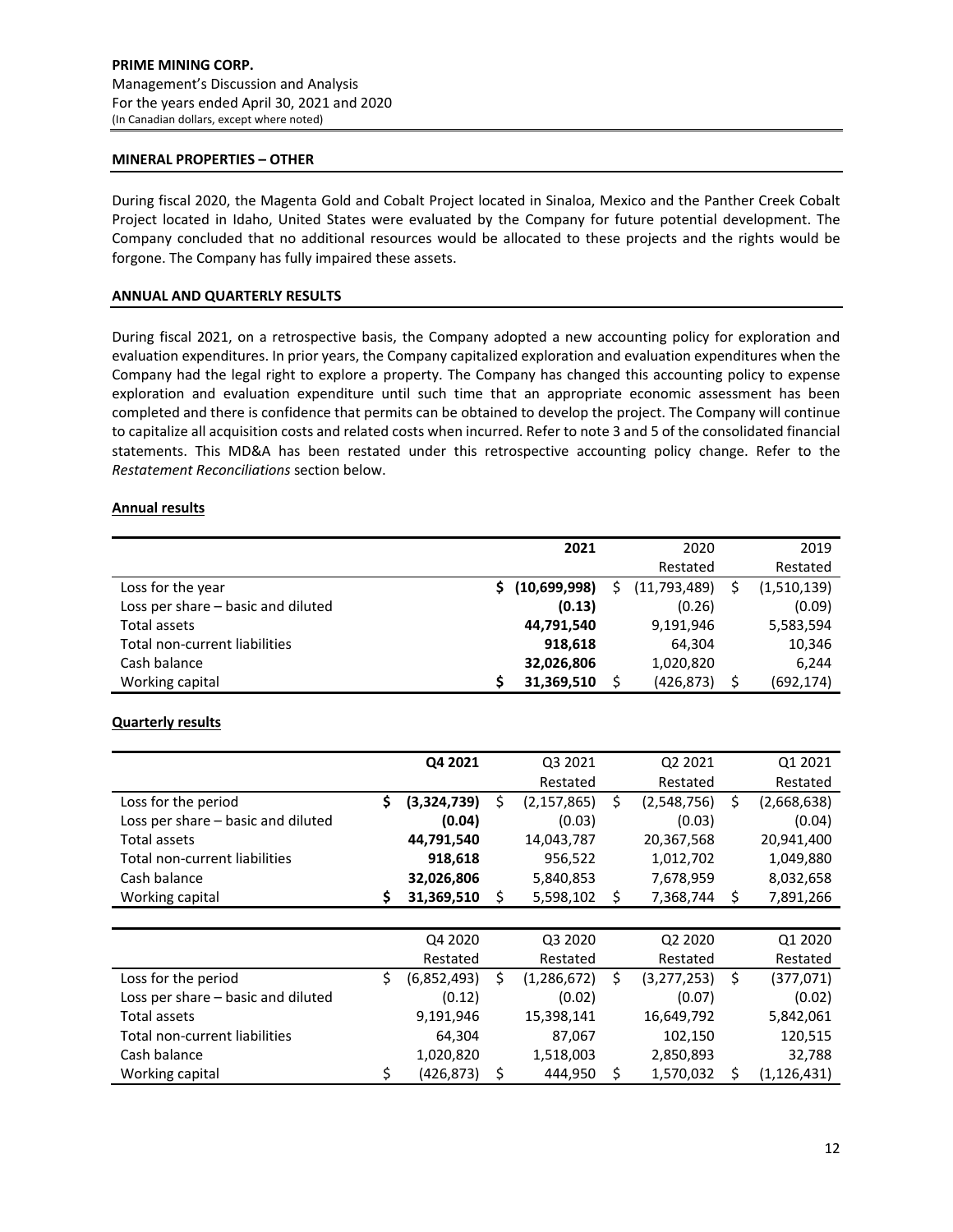## MINERAL PROPERTIES – OTHER

During fiscal 2020, the Magenta Gold and Cobalt Project located in Sinaloa, Mexico and the Panther Creek Cobalt Project located in Idaho, United States were evaluated by the Company for future potential development. The Company concluded that no additional resources would be allocated to these projects and the rights would be forgone. The Company has fully impaired these assets.

## ANNUAL AND QUARTERLY RESULTS

During fiscal 2021, on a retrospective basis, the Company adopted a new accounting policy for exploration and evaluation expenditures. In prior years, the Company capitalized exploration and evaluation expenditures when the Company had the legal right to explore a property. The Company has changed this accounting policy to expense exploration and evaluation expenditure until such time that an appropriate economic assessment has been completed and there is confidence that permits can be obtained to develop the project. The Company will continue to capitalize all acquisition costs and related costs when incurred. Refer to note 3 and 5 of the consolidated financial statements. This MD&A has been restated under this retrospective accounting policy change. Refer to the *Restatement Reconciliations* section below.

### Annual results

| | **2021** | 2020<br>Restated | 2019<br>Restated |
|---|---|---|---|
| Loss for the year | **$ (10,699,998)** | $ (11,793,489) | $ (1,510,139) |
| Loss per share – basic and diluted | **(0.13)** | (0.26) | (0.09) |
| Total assets | **44,791,540** | 9,191,946 | 5,583,594 |
| Total non-current liabilities | **918,618** | 64,304 | 10,346 |
| Cash balance | **32,026,806** | 1,020,820 | 6,244 |
| Working capital | **$ 31,369,510** | $ (426,873) | $ (692,174) |

### Quarterly results

| | **Q4 2021** | Q3 2021<br>Restated | Q2 2021<br>Restated | Q1 2021<br>Restated |
|---|---|---|---|---|
| Loss for the period | **$ (3,324,739)** | $ (2,157,865) | $ (2,548,756) | $ (2,668,638) |
| Loss per share – basic and diluted | **(0.04)** | (0.03) | (0.03) | (0.04) |
| Total assets | **44,791,540** | 14,043,787 | 20,367,568 | 20,941,400 |
| Total non-current liabilities | **918,618** | 956,522 | 1,012,702 | 1,049,880 |
| Cash balance | **32,026,806** | 5,840,853 | 7,678,959 | 8,032,658 |
| Working capital | **$ 31,369,510** | $ 5,598,102 | $ 7,368,744 | $ 7,891,266 |

| | Q4 2020<br>Restated | Q3 2020<br>Restated | Q2 2020<br>Restated | Q1 2020<br>Restated |
|---|---|---|---|---|
| Loss for the period | $ (6,852,493) | $ (1,286,672) | $ (3,277,253) | $ (377,071) |
| Loss per share – basic and diluted | (0.12) | (0.02) | (0.07) | (0.02) |
| Total assets | 9,191,946 | 15,398,141 | 16,649,792 | 5,842,061 |
| Total non-current liabilities | 64,304 | 87,067 | 102,150 | 120,515 |
| Cash balance | 1,020,820 | 1,518,003 | 2,850,893 | 32,788 |
| Working capital | $ (426,873) | $ 444,950 | $ 1,570,032 | $ (1,126,431) |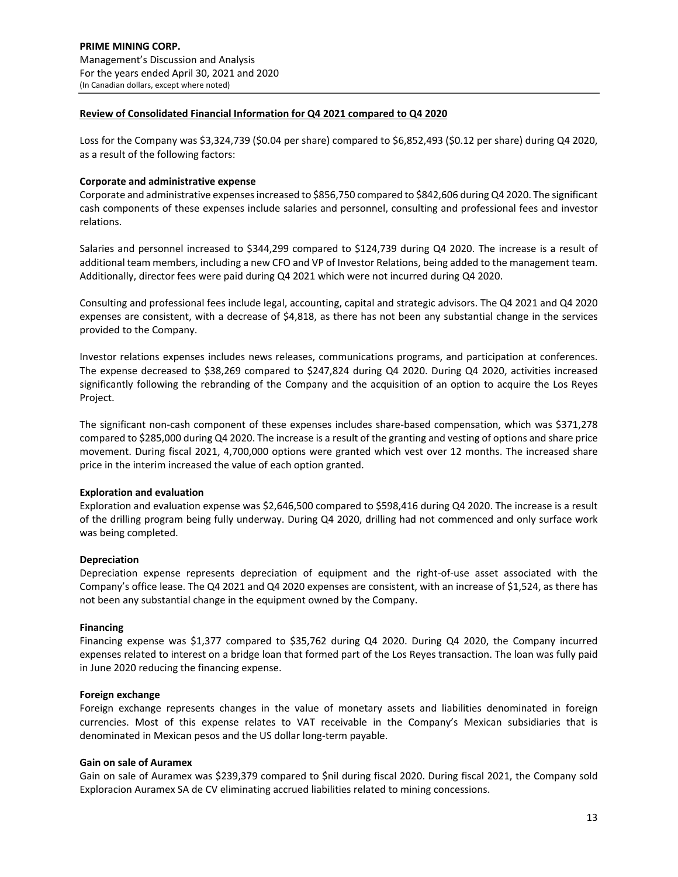## Review of Consolidated Financial Information for Q4 2021 compared to Q4 2020

Loss for the Company was $3,324,739 ($0.04 per share) compared to $6,852,493 ($0.12 per share) during Q4 2020, as a result of the following factors:

### Corporate and administrative expense

Corporate and administrative expenses increased to $856,750 compared to $842,606 during Q4 2020. The significant cash components of these expenses include salaries and personnel, consulting and professional fees and investor relations.

Salaries and personnel increased to $344,299 compared to $124,739 during Q4 2020. The increase is a result of additional team members, including a new CFO and VP of Investor Relations, being added to the management team. Additionally, director fees were paid during Q4 2021 which were not incurred during Q4 2020.

Consulting and professional fees include legal, accounting, capital and strategic advisors. The Q4 2021 and Q4 2020 expenses are consistent, with a decrease of $4,818, as there has not been any substantial change in the services provided to the Company.

Investor relations expenses includes news releases, communications programs, and participation at conferences. The expense decreased to $38,269 compared to $247,824 during Q4 2020. During Q4 2020, activities increased significantly following the rebranding of the Company and the acquisition of an option to acquire the Los Reyes Project.

The significant non-cash component of these expenses includes share-based compensation, which was $371,278 compared to $285,000 during Q4 2020. The increase is a result of the granting and vesting of options and share price movement. During fiscal 2021, 4,700,000 options were granted which vest over 12 months. The increased share price in the interim increased the value of each option granted.

### Exploration and evaluation

Exploration and evaluation expense was $2,646,500 compared to $598,416 during Q4 2020. The increase is a result of the drilling program being fully underway. During Q4 2020, drilling had not commenced and only surface work was being completed.

### Depreciation

Depreciation expense represents depreciation of equipment and the right-of-use asset associated with the Company's office lease. The Q4 2021 and Q4 2020 expenses are consistent, with an increase of $1,524, as there has not been any substantial change in the equipment owned by the Company.

### Financing

Financing expense was $1,377 compared to $35,762 during Q4 2020. During Q4 2020, the Company incurred expenses related to interest on a bridge loan that formed part of the Los Reyes transaction. The loan was fully paid in June 2020 reducing the financing expense.

### Foreign exchange

Foreign exchange represents changes in the value of monetary assets and liabilities denominated in foreign currencies. Most of this expense relates to VAT receivable in the Company's Mexican subsidiaries that is denominated in Mexican pesos and the US dollar long-term payable.

### Gain on sale of Auramex

Gain on sale of Auramex was $239,379 compared to $nil during fiscal 2020. During fiscal 2021, the Company sold Exploracion Auramex SA de CV eliminating accrued liabilities related to mining concessions.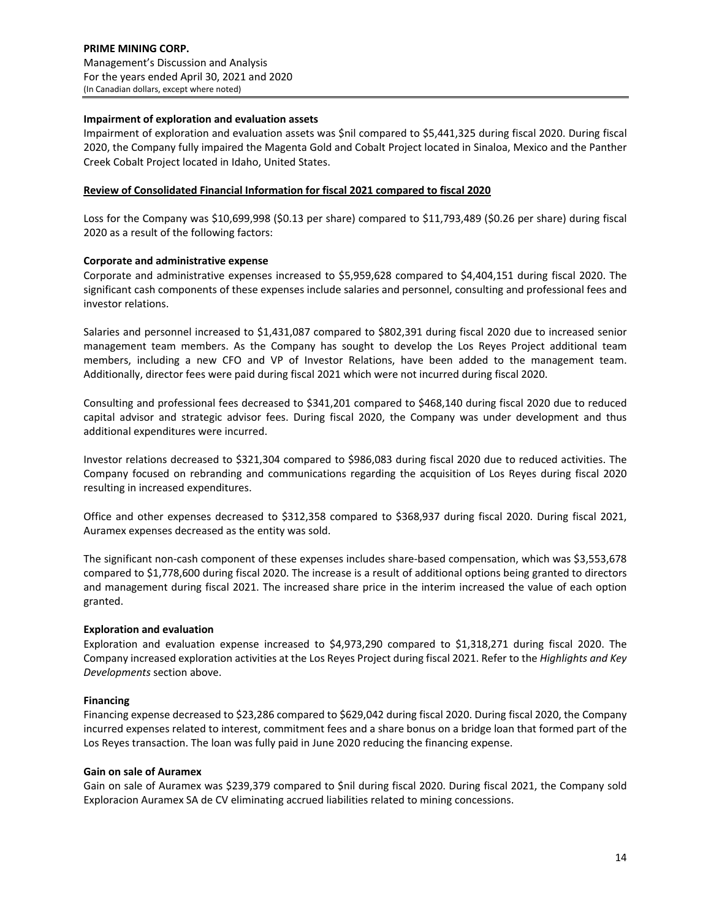**Impairment of exploration and evaluation assets**

Impairment of exploration and evaluation assets was $nil compared to $5,441,325 during fiscal 2020. During fiscal 2020, the Company fully impaired the Magenta Gold and Cobalt Project located in Sinaloa, Mexico and the Panther Creek Cobalt Project located in Idaho, United States.

## Review of Consolidated Financial Information for fiscal 2021 compared to fiscal 2020

Loss for the Company was $10,699,998 ($0.13 per share) compared to $11,793,489 ($0.26 per share) during fiscal 2020 as a result of the following factors:

**Corporate and administrative expense**

Corporate and administrative expenses increased to $5,959,628 compared to $4,404,151 during fiscal 2020. The significant cash components of these expenses include salaries and personnel, consulting and professional fees and investor relations.

Salaries and personnel increased to $1,431,087 compared to $802,391 during fiscal 2020 due to increased senior management team members. As the Company has sought to develop the Los Reyes Project additional team members, including a new CFO and VP of Investor Relations, have been added to the management team. Additionally, director fees were paid during fiscal 2021 which were not incurred during fiscal 2020.

Consulting and professional fees decreased to $341,201 compared to $468,140 during fiscal 2020 due to reduced capital advisor and strategic advisor fees. During fiscal 2020, the Company was under development and thus additional expenditures were incurred.

Investor relations decreased to $321,304 compared to $986,083 during fiscal 2020 due to reduced activities. The Company focused on rebranding and communications regarding the acquisition of Los Reyes during fiscal 2020 resulting in increased expenditures.

Office and other expenses decreased to $312,358 compared to $368,937 during fiscal 2020. During fiscal 2021, Auramex expenses decreased as the entity was sold.

The significant non-cash component of these expenses includes share-based compensation, which was $3,553,678 compared to $1,778,600 during fiscal 2020. The increase is a result of additional options being granted to directors and management during fiscal 2021. The increased share price in the interim increased the value of each option granted.

**Exploration and evaluation**

Exploration and evaluation expense increased to $4,973,290 compared to $1,318,271 during fiscal 2020. The Company increased exploration activities at the Los Reyes Project during fiscal 2021. Refer to the *Highlights and Key Developments* section above.

**Financing**

Financing expense decreased to $23,286 compared to $629,042 during fiscal 2020. During fiscal 2020, the Company incurred expenses related to interest, commitment fees and a share bonus on a bridge loan that formed part of the Los Reyes transaction. The loan was fully paid in June 2020 reducing the financing expense.

**Gain on sale of Auramex**

Gain on sale of Auramex was $239,379 compared to $nil during fiscal 2020. During fiscal 2021, the Company sold Exploracion Auramex SA de CV eliminating accrued liabilities related to mining concessions.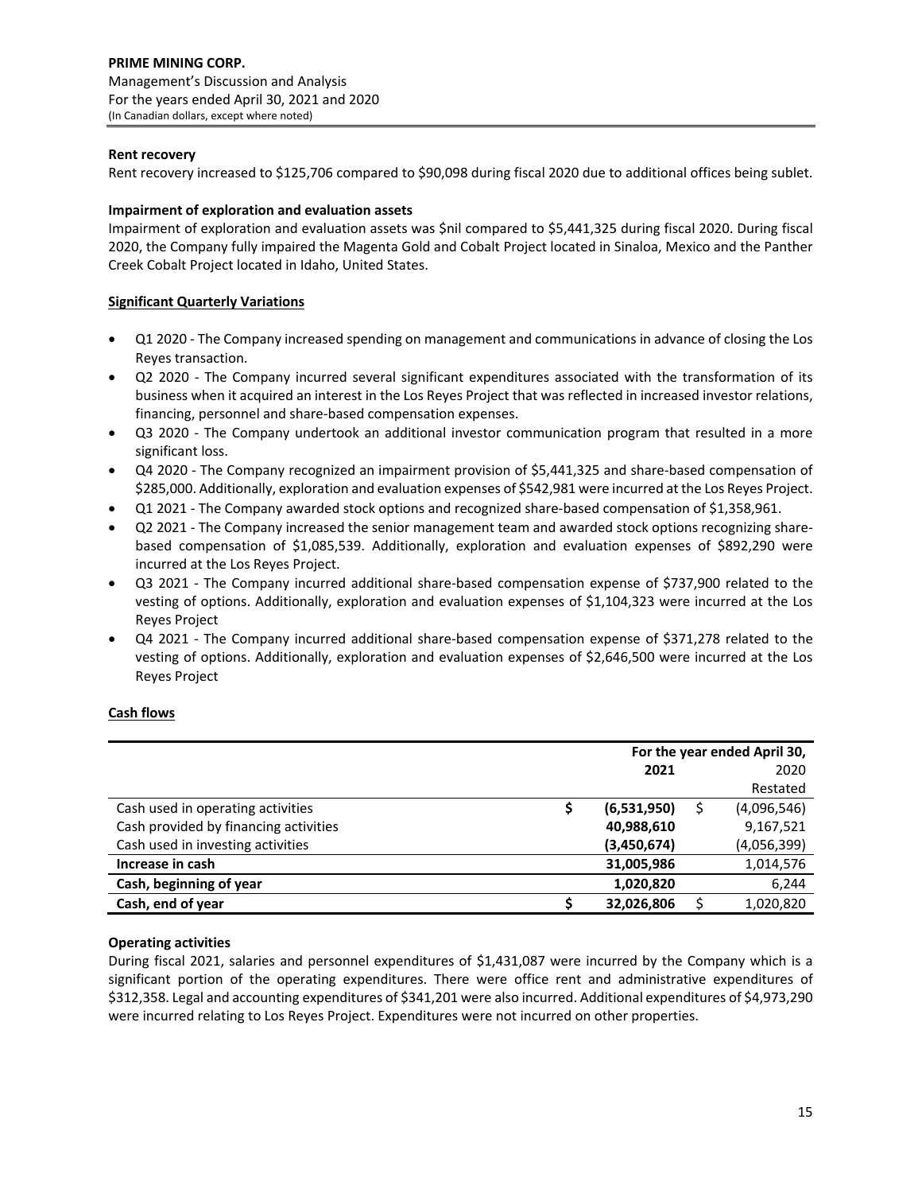**Rent recovery**

Rent recovery increased to $125,706 compared to $90,098 during fiscal 2020 due to additional offices being sublet.

**Impairment of exploration and evaluation assets**

Impairment of exploration and evaluation assets was $nil compared to $5,441,325 during fiscal 2020. During fiscal 2020, the Company fully impaired the Magenta Gold and Cobalt Project located in Sinaloa, Mexico and the Panther Creek Cobalt Project located in Idaho, United States.

**Significant Quarterly Variations**

- Q1 2020 - The Company increased spending on management and communications in advance of closing the Los Reyes transaction.
- Q2 2020 - The Company incurred several significant expenditures associated with the transformation of its business when it acquired an interest in the Los Reyes Project that was reflected in increased investor relations, financing, personnel and share-based compensation expenses.
- Q3 2020 - The Company undertook an additional investor communication program that resulted in a more significant loss.
- Q4 2020 - The Company recognized an impairment provision of $5,441,325 and share-based compensation of $285,000. Additionally, exploration and evaluation expenses of $542,981 were incurred at the Los Reyes Project.
- Q1 2021 - The Company awarded stock options and recognized share-based compensation of $1,358,961.
- Q2 2021 - The Company increased the senior management team and awarded stock options recognizing share-based compensation of $1,085,539. Additionally, exploration and evaluation expenses of $892,290 were incurred at the Los Reyes Project.
- Q3 2021 - The Company incurred additional share-based compensation expense of $737,900 related to the vesting of options. Additionally, exploration and evaluation expenses of $1,104,323 were incurred at the Los Reyes Project
- Q4 2021 - The Company incurred additional share-based compensation expense of $371,278 related to the vesting of options. Additionally, exploration and evaluation expenses of $2,646,500 were incurred at the Los Reyes Project

**Cash flows**

| | For the year ended April 30, 2021 | 2020 Restated |
|---|---|---|
| Cash used in operating activities | $ **(6,531,950)** | $ (4,096,546) |
| Cash provided by financing activities | **40,988,610** | 9,167,521 |
| Cash used in investing activities | **(3,450,674)** | (4,056,399) |
| **Increase in cash** | **31,005,986** | 1,014,576 |
| **Cash, beginning of year** | **1,020,820** | 6,244 |
| **Cash, end of year** | $ **32,026,806** | $ 1,020,820 |

**Operating activities**

During fiscal 2021, salaries and personnel expenditures of $1,431,087 were incurred by the Company which is a significant portion of the operating expenditures. There were office rent and administrative expenditures of $312,358. Legal and accounting expenditures of $341,201 were also incurred. Additional expenditures of $4,973,290 were incurred relating to Los Reyes Project. Expenditures were not incurred on other properties.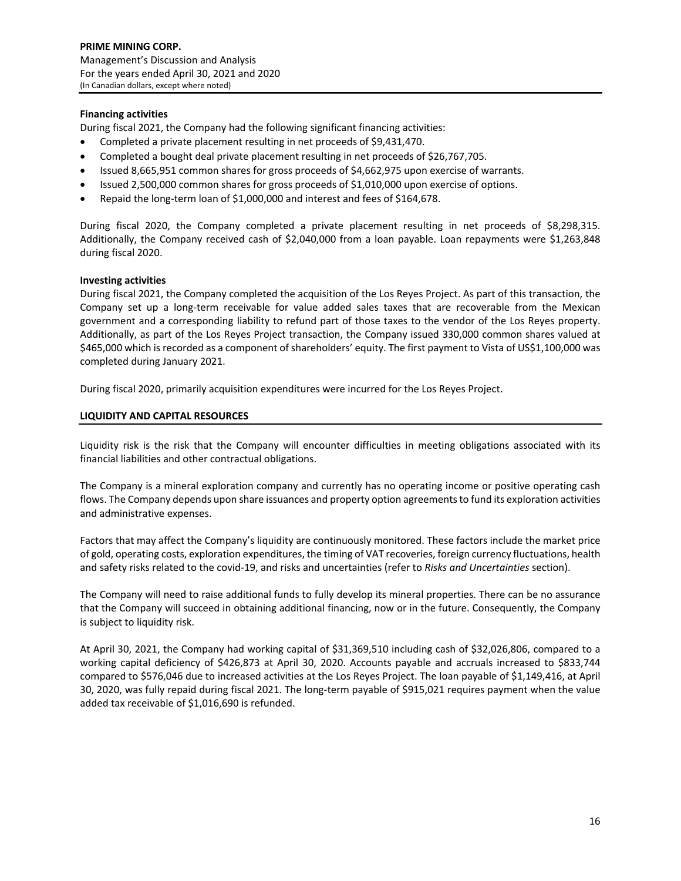**Financing activities**

During fiscal 2021, the Company had the following significant financing activities:

- Completed a private placement resulting in net proceeds of $9,431,470.
- Completed a bought deal private placement resulting in net proceeds of $26,767,705.
- Issued 8,665,951 common shares for gross proceeds of $4,662,975 upon exercise of warrants.
- Issued 2,500,000 common shares for gross proceeds of $1,010,000 upon exercise of options.
- Repaid the long-term loan of $1,000,000 and interest and fees of $164,678.

During fiscal 2020, the Company completed a private placement resulting in net proceeds of $8,298,315. Additionally, the Company received cash of $2,040,000 from a loan payable. Loan repayments were $1,263,848 during fiscal 2020.

**Investing activities**

During fiscal 2021, the Company completed the acquisition of the Los Reyes Project. As part of this transaction, the Company set up a long-term receivable for value added sales taxes that are recoverable from the Mexican government and a corresponding liability to refund part of those taxes to the vendor of the Los Reyes property. Additionally, as part of the Los Reyes Project transaction, the Company issued 330,000 common shares valued at $465,000 which is recorded as a component of shareholders' equity. The first payment to Vista of US$1,100,000 was completed during January 2021.

During fiscal 2020, primarily acquisition expenditures were incurred for the Los Reyes Project.

## LIQUIDITY AND CAPITAL RESOURCES

Liquidity risk is the risk that the Company will encounter difficulties in meeting obligations associated with its financial liabilities and other contractual obligations.

The Company is a mineral exploration company and currently has no operating income or positive operating cash flows. The Company depends upon share issuances and property option agreements to fund its exploration activities and administrative expenses.

Factors that may affect the Company's liquidity are continuously monitored. These factors include the market price of gold, operating costs, exploration expenditures, the timing of VAT recoveries, foreign currency fluctuations, health and safety risks related to the covid-19, and risks and uncertainties (refer to *Risks and Uncertainties* section).

The Company will need to raise additional funds to fully develop its mineral properties. There can be no assurance that the Company will succeed in obtaining additional financing, now or in the future. Consequently, the Company is subject to liquidity risk.

At April 30, 2021, the Company had working capital of $31,369,510 including cash of $32,026,806, compared to a working capital deficiency of $426,873 at April 30, 2020. Accounts payable and accruals increased to $833,744 compared to $576,046 due to increased activities at the Los Reyes Project. The loan payable of $1,149,416, at April 30, 2020, was fully repaid during fiscal 2021. The long-term payable of $915,021 requires payment when the value added tax receivable of $1,016,690 is refunded.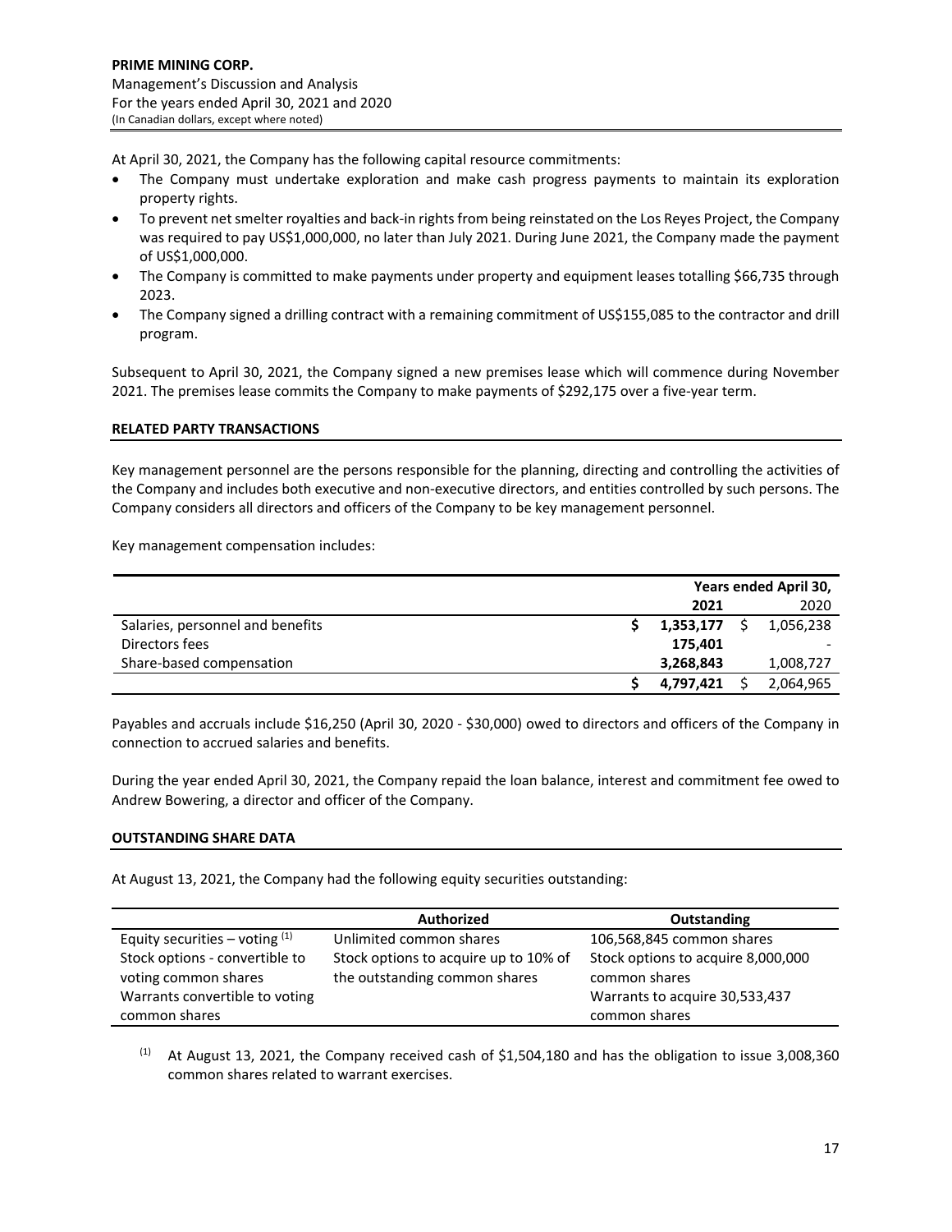At April 30, 2021, the Company has the following capital resource commitments:

- The Company must undertake exploration and make cash progress payments to maintain its exploration property rights.
- To prevent net smelter royalties and back-in rights from being reinstated on the Los Reyes Project, the Company was required to pay US$1,000,000, no later than July 2021. During June 2021, the Company made the payment of US$1,000,000.
- The Company is committed to make payments under property and equipment leases totalling $66,735 through 2023.
- The Company signed a drilling contract with a remaining commitment of US$155,085 to the contractor and drill program.

Subsequent to April 30, 2021, the Company signed a new premises lease which will commence during November 2021. The premises lease commits the Company to make payments of $292,175 over a five-year term.

## RELATED PARTY TRANSACTIONS

Key management personnel are the persons responsible for the planning, directing and controlling the activities of the Company and includes both executive and non-executive directors, and entities controlled by such persons. The Company considers all directors and officers of the Company to be key management personnel.

Key management compensation includes:

| | Years ended April 30, | |
|---|---|---|
| | **2021** | 2020 |
| Salaries, personnel and benefits | **$ 1,353,177** | $ 1,056,238 |
| Directors fees | **175,401** | - |
| Share-based compensation | **3,268,843** | 1,008,727 |
| | **$ 4,797,421** | $ 2,064,965 |

Payables and accruals include $16,250 (April 30, 2020 - $30,000) owed to directors and officers of the Company in connection to accrued salaries and benefits.

During the year ended April 30, 2021, the Company repaid the loan balance, interest and commitment fee owed to Andrew Bowering, a director and officer of the Company.

## OUTSTANDING SHARE DATA

At August 13, 2021, the Company had the following equity securities outstanding:

| | Authorized | Outstanding |
|---|---|---|
| Equity securities – voting [1] | Unlimited common shares | 106,568,845 common shares |
| Stock options - convertible to voting common shares | Stock options to acquire up to 10% of the outstanding common shares | Stock options to acquire 8,000,000 common shares |
| Warrants convertible to voting common shares | | Warrants to acquire 30,533,437 common shares |

[1] At August 13, 2021, the Company received cash of $1,504,180 and has the obligation to issue 3,008,360 common shares related to warrant exercises.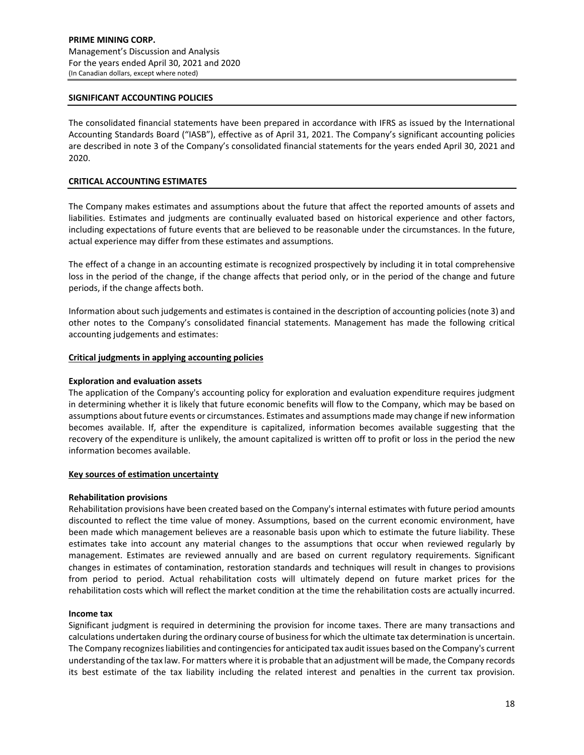## SIGNIFICANT ACCOUNTING POLICIES

The consolidated financial statements have been prepared in accordance with IFRS as issued by the International Accounting Standards Board ("IASB"), effective as of April 31, 2021. The Company's significant accounting policies are described in note 3 of the Company's consolidated financial statements for the years ended April 30, 2021 and 2020.

## CRITICAL ACCOUNTING ESTIMATES

The Company makes estimates and assumptions about the future that affect the reported amounts of assets and liabilities. Estimates and judgments are continually evaluated based on historical experience and other factors, including expectations of future events that are believed to be reasonable under the circumstances. In the future, actual experience may differ from these estimates and assumptions.

The effect of a change in an accounting estimate is recognized prospectively by including it in total comprehensive loss in the period of the change, if the change affects that period only, or in the period of the change and future periods, if the change affects both.

Information about such judgements and estimates is contained in the description of accounting policies (note 3) and other notes to the Company's consolidated financial statements. Management has made the following critical accounting judgements and estimates:

### Critical judgments in applying accounting policies

**Exploration and evaluation assets**
The application of the Company's accounting policy for exploration and evaluation expenditure requires judgment in determining whether it is likely that future economic benefits will flow to the Company, which may be based on assumptions about future events or circumstances. Estimates and assumptions made may change if new information becomes available. If, after the expenditure is capitalized, information becomes available suggesting that the recovery of the expenditure is unlikely, the amount capitalized is written off to profit or loss in the period the new information becomes available.

### Key sources of estimation uncertainty

**Rehabilitation provisions**
Rehabilitation provisions have been created based on the Company's internal estimates with future period amounts discounted to reflect the time value of money. Assumptions, based on the current economic environment, have been made which management believes are a reasonable basis upon which to estimate the future liability. These estimates take into account any material changes to the assumptions that occur when reviewed regularly by management. Estimates are reviewed annually and are based on current regulatory requirements. Significant changes in estimates of contamination, restoration standards and techniques will result in changes to provisions from period to period. Actual rehabilitation costs will ultimately depend on future market prices for the rehabilitation costs which will reflect the market condition at the time the rehabilitation costs are actually incurred.

**Income tax**
Significant judgment is required in determining the provision for income taxes. There are many transactions and calculations undertaken during the ordinary course of business for which the ultimate tax determination is uncertain. The Company recognizes liabilities and contingencies for anticipated tax audit issues based on the Company's current understanding of the tax law. For matters where it is probable that an adjustment will be made, the Company records its best estimate of the tax liability including the related interest and penalties in the current tax provision.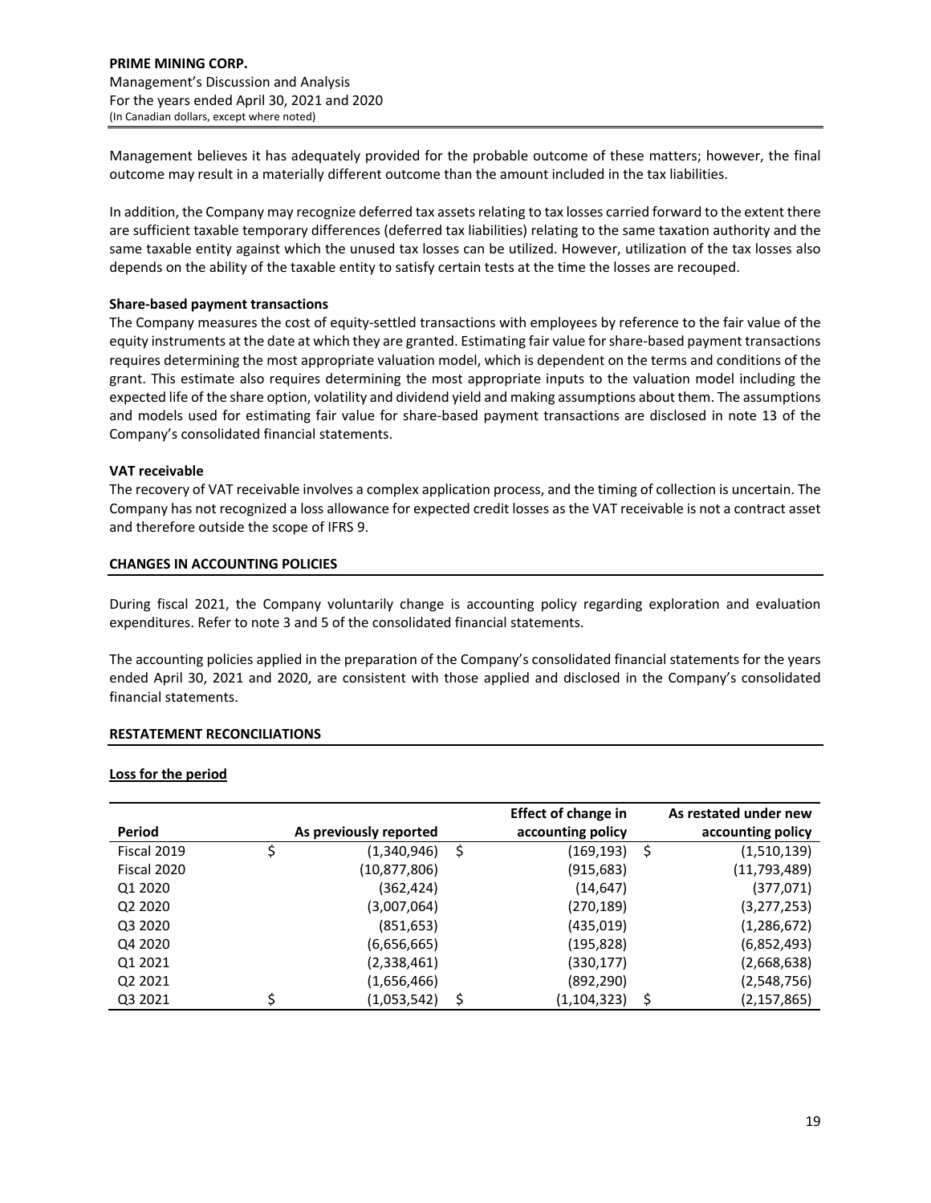Management believes it has adequately provided for the probable outcome of these matters; however, the final outcome may result in a materially different outcome than the amount included in the tax liabilities.

In addition, the Company may recognize deferred tax assets relating to tax losses carried forward to the extent there are sufficient taxable temporary differences (deferred tax liabilities) relating to the same taxation authority and the same taxable entity against which the unused tax losses can be utilized. However, utilization of the tax losses also depends on the ability of the taxable entity to satisfy certain tests at the time the losses are recouped.

**Share-based payment transactions**
The Company measures the cost of equity-settled transactions with employees by reference to the fair value of the equity instruments at the date at which they are granted. Estimating fair value for share-based payment transactions requires determining the most appropriate valuation model, which is dependent on the terms and conditions of the grant. This estimate also requires determining the most appropriate inputs to the valuation model including the expected life of the share option, volatility and dividend yield and making assumptions about them. The assumptions and models used for estimating fair value for share-based payment transactions are disclosed in note 13 of the Company's consolidated financial statements.

**VAT receivable**
The recovery of VAT receivable involves a complex application process, and the timing of collection is uncertain. The Company has not recognized a loss allowance for expected credit losses as the VAT receivable is not a contract asset and therefore outside the scope of IFRS 9.

## CHANGES IN ACCOUNTING POLICIES

During fiscal 2021, the Company voluntarily change is accounting policy regarding exploration and evaluation expenditures. Refer to note 3 and 5 of the consolidated financial statements.

The accounting policies applied in the preparation of the Company's consolidated financial statements for the years ended April 30, 2021 and 2020, are consistent with those applied and disclosed in the Company's consolidated financial statements.

## RESTATEMENT RECONCILIATIONS

**Loss for the period**

| Period | As previously reported | Effect of change in accounting policy | As restated under new accounting policy |
|---|---|---|---|
| Fiscal 2019 | $ (1,340,946) | $ (169,193) | $ (1,510,139) |
| Fiscal 2020 | (10,877,806) | (915,683) | (11,793,489) |
| Q1 2020 | (362,424) | (14,647) | (377,071) |
| Q2 2020 | (3,007,064) | (270,189) | (3,277,253) |
| Q3 2020 | (851,653) | (435,019) | (1,286,672) |
| Q4 2020 | (6,656,665) | (195,828) | (6,852,493) |
| Q1 2021 | (2,338,461) | (330,177) | (2,668,638) |
| Q2 2021 | (1,656,466) | (892,290) | (2,548,756) |
| Q3 2021 | $ (1,053,542) | $ (1,104,323) | $ (2,157,865) |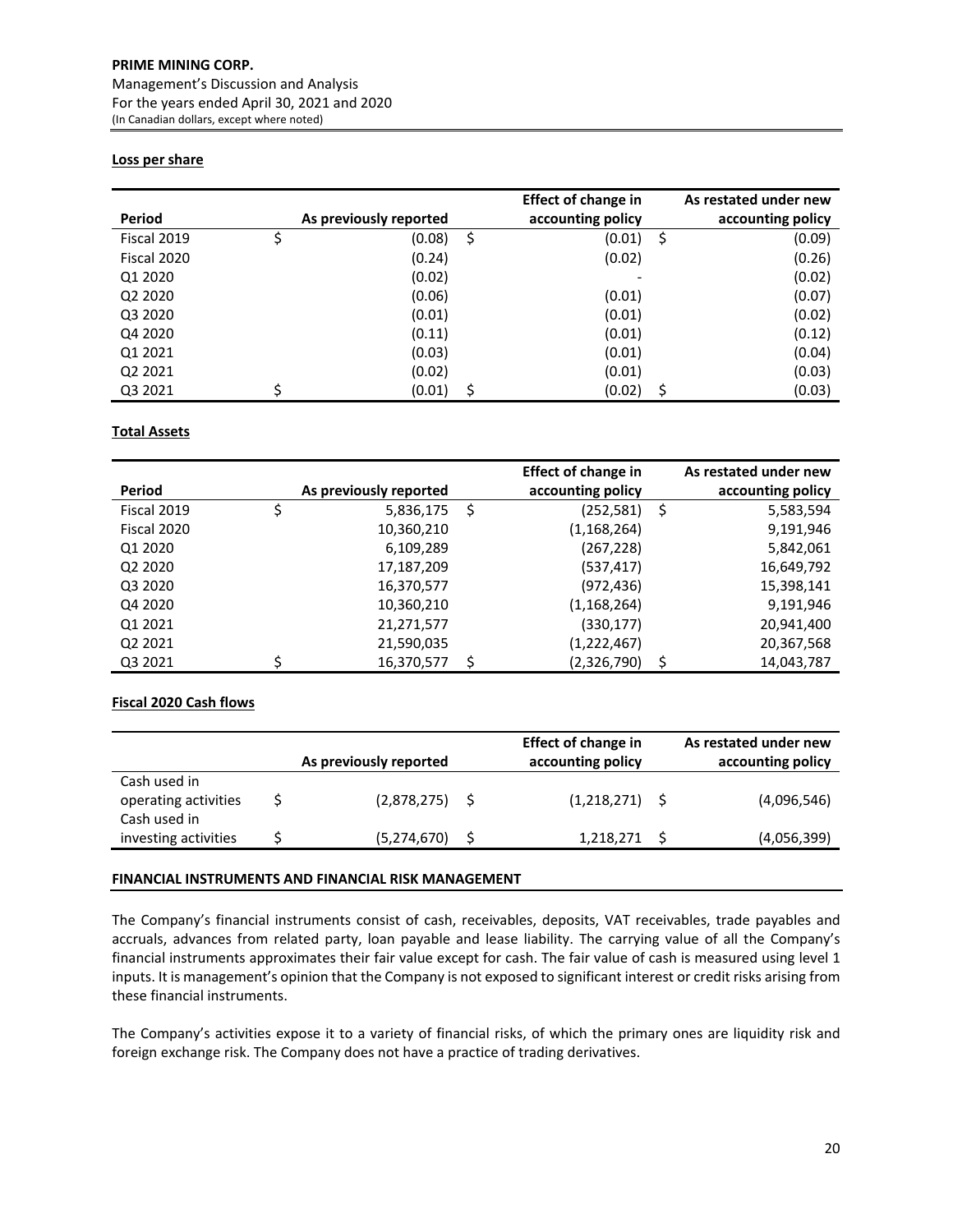**Loss per share**

| Period | As previously reported | Effect of change in accounting policy | As restated under new accounting policy |
|---|---|---|---|
| Fiscal 2019 | $ (0.08) | $ (0.01) | $ (0.09) |
| Fiscal 2020 | (0.24) | (0.02) | (0.26) |
| Q1 2020 | (0.02) | - | (0.02) |
| Q2 2020 | (0.06) | (0.01) | (0.07) |
| Q3 2020 | (0.01) | (0.01) | (0.02) |
| Q4 2020 | (0.11) | (0.01) | (0.12) |
| Q1 2021 | (0.03) | (0.01) | (0.04) |
| Q2 2021 | (0.02) | (0.01) | (0.03) |
| Q3 2021 | $ (0.01) | $ (0.02) | $ (0.03) |

**Total Assets**

| Period | As previously reported | Effect of change in accounting policy | As restated under new accounting policy |
|---|---|---|---|
| Fiscal 2019 | $ 5,836,175 | $ (252,581) | $ 5,583,594 |
| Fiscal 2020 | 10,360,210 | (1,168,264) | 9,191,946 |
| Q1 2020 | 6,109,289 | (267,228) | 5,842,061 |
| Q2 2020 | 17,187,209 | (537,417) | 16,649,792 |
| Q3 2020 | 16,370,577 | (972,436) | 15,398,141 |
| Q4 2020 | 10,360,210 | (1,168,264) | 9,191,946 |
| Q1 2021 | 21,271,577 | (330,177) | 20,941,400 |
| Q2 2021 | 21,590,035 | (1,222,467) | 20,367,568 |
| Q3 2021 | $ 16,370,577 | $ (2,326,790) | $ 14,043,787 |

**Fiscal 2020 Cash flows**

| | As previously reported | Effect of change in accounting policy | As restated under new accounting policy |
|---|---|---|---|
| Cash used in operating activities | $ (2,878,275) | $ (1,218,271) | $ (4,096,546) |
| Cash used in investing activities | $ (5,274,670) | $ 1,218,271 | $ (4,056,399) |

## FINANCIAL INSTRUMENTS AND FINANCIAL RISK MANAGEMENT

The Company's financial instruments consist of cash, receivables, deposits, VAT receivables, trade payables and accruals, advances from related party, loan payable and lease liability. The carrying value of all the Company's financial instruments approximates their fair value except for cash. The fair value of cash is measured using level 1 inputs. It is management's opinion that the Company is not exposed to significant interest or credit risks arising from these financial instruments.

The Company's activities expose it to a variety of financial risks, of which the primary ones are liquidity risk and foreign exchange risk. The Company does not have a practice of trading derivatives.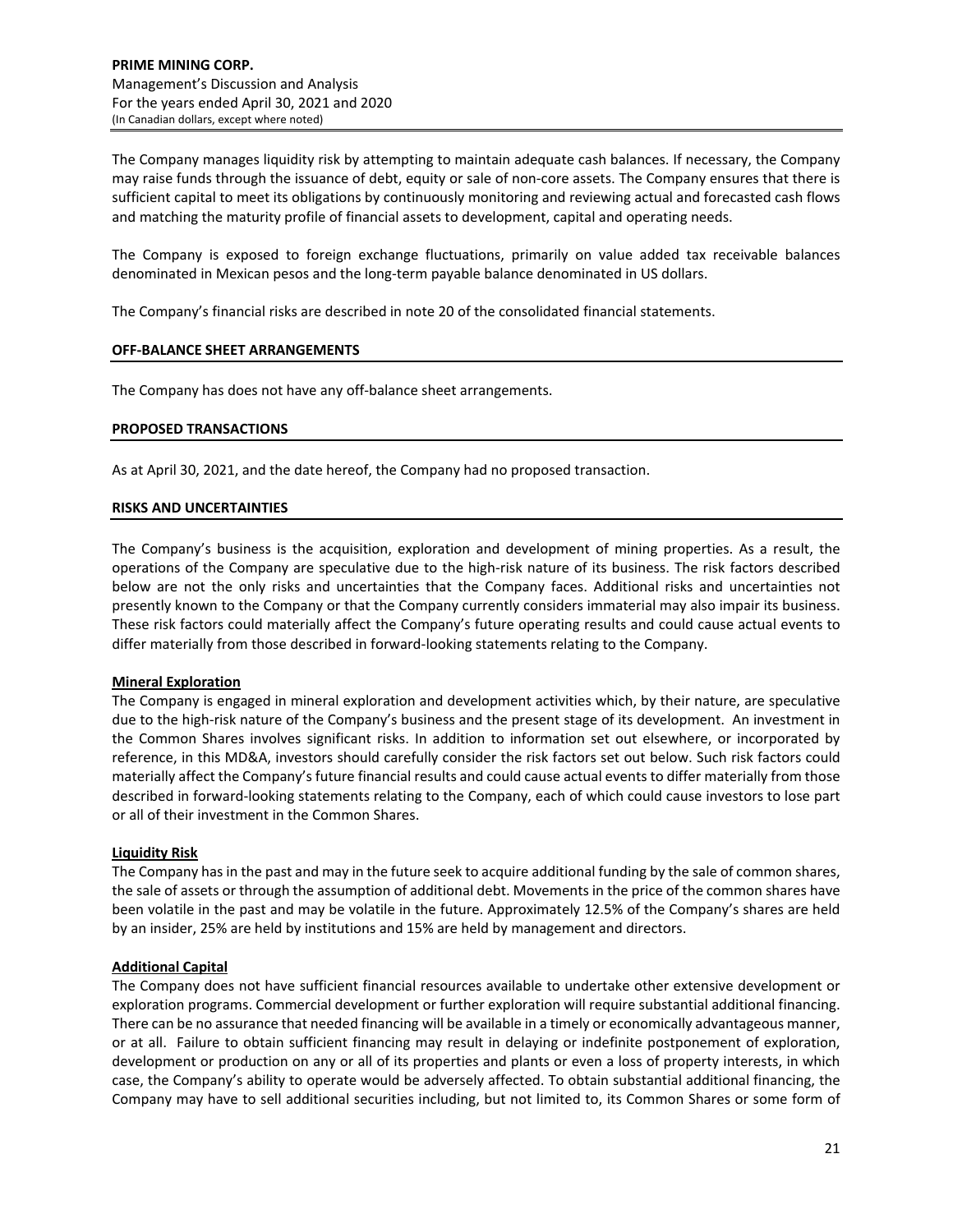The Company manages liquidity risk by attempting to maintain adequate cash balances. If necessary, the Company may raise funds through the issuance of debt, equity or sale of non-core assets. The Company ensures that there is sufficient capital to meet its obligations by continuously monitoring and reviewing actual and forecasted cash flows and matching the maturity profile of financial assets to development, capital and operating needs.

The Company is exposed to foreign exchange fluctuations, primarily on value added tax receivable balances denominated in Mexican pesos and the long-term payable balance denominated in US dollars.

The Company's financial risks are described in note 20 of the consolidated financial statements.

## OFF-BALANCE SHEET ARRANGEMENTS

The Company has does not have any off-balance sheet arrangements.

## PROPOSED TRANSACTIONS

As at April 30, 2021, and the date hereof, the Company had no proposed transaction.

## RISKS AND UNCERTAINTIES

The Company's business is the acquisition, exploration and development of mining properties. As a result, the operations of the Company are speculative due to the high-risk nature of its business. The risk factors described below are not the only risks and uncertainties that the Company faces. Additional risks and uncertainties not presently known to the Company or that the Company currently considers immaterial may also impair its business. These risk factors could materially affect the Company's future operating results and could cause actual events to differ materially from those described in forward-looking statements relating to the Company.

### Mineral Exploration

The Company is engaged in mineral exploration and development activities which, by their nature, are speculative due to the high-risk nature of the Company's business and the present stage of its development. An investment in the Common Shares involves significant risks. In addition to information set out elsewhere, or incorporated by reference, in this MD&A, investors should carefully consider the risk factors set out below. Such risk factors could materially affect the Company's future financial results and could cause actual events to differ materially from those described in forward-looking statements relating to the Company, each of which could cause investors to lose part or all of their investment in the Common Shares.

### Liquidity Risk

The Company has in the past and may in the future seek to acquire additional funding by the sale of common shares, the sale of assets or through the assumption of additional debt. Movements in the price of the common shares have been volatile in the past and may be volatile in the future. Approximately 12.5% of the Company's shares are held by an insider, 25% are held by institutions and 15% are held by management and directors.

### Additional Capital

The Company does not have sufficient financial resources available to undertake other extensive development or exploration programs. Commercial development or further exploration will require substantial additional financing. There can be no assurance that needed financing will be available in a timely or economically advantageous manner, or at all. Failure to obtain sufficient financing may result in delaying or indefinite postponement of exploration, development or production on any or all of its properties and plants or even a loss of property interests, in which case, the Company's ability to operate would be adversely affected. To obtain substantial additional financing, the Company may have to sell additional securities including, but not limited to, its Common Shares or some form of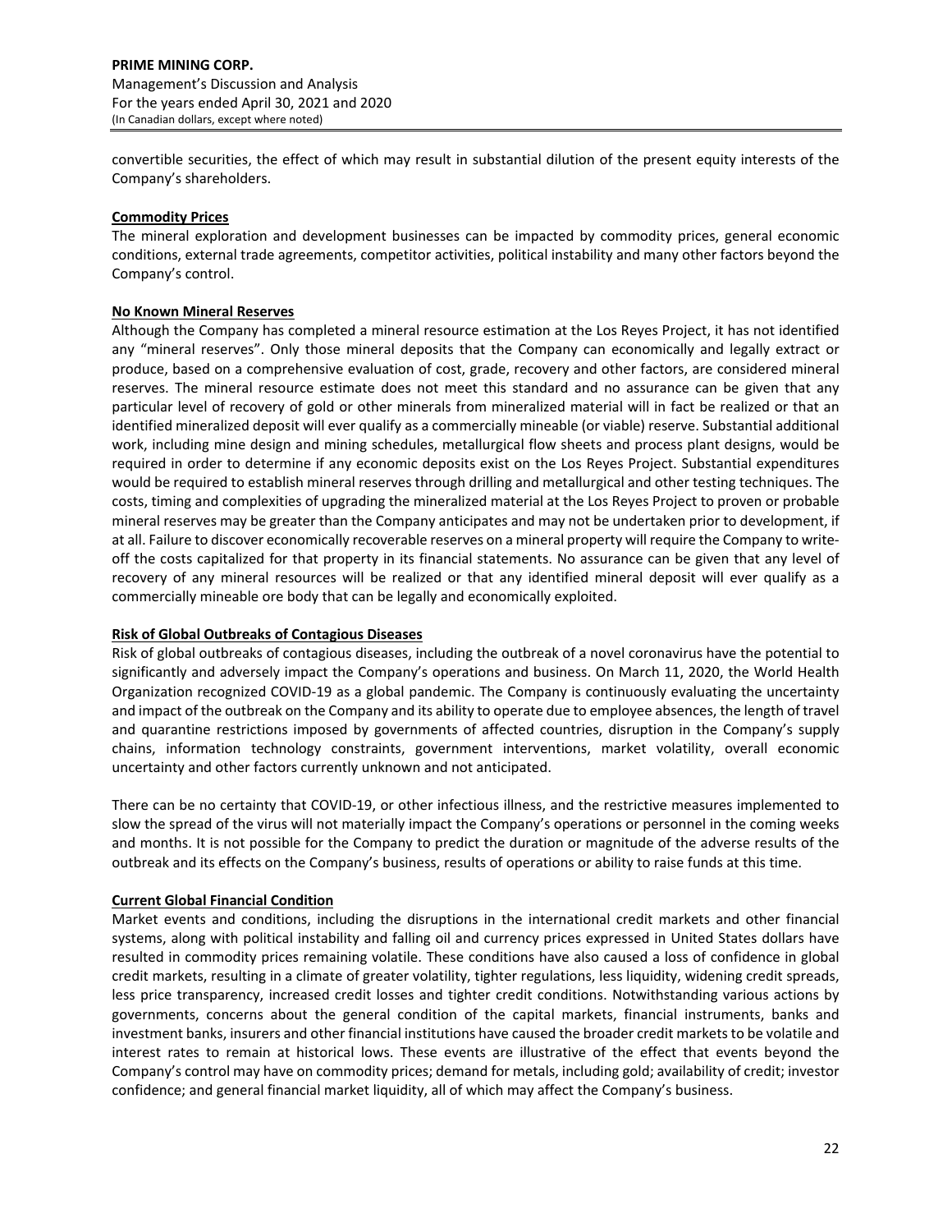convertible securities, the effect of which may result in substantial dilution of the present equity interests of the Company's shareholders.

**Commodity Prices**

The mineral exploration and development businesses can be impacted by commodity prices, general economic conditions, external trade agreements, competitor activities, political instability and many other factors beyond the Company's control.

**No Known Mineral Reserves**

Although the Company has completed a mineral resource estimation at the Los Reyes Project, it has not identified any "mineral reserves". Only those mineral deposits that the Company can economically and legally extract or produce, based on a comprehensive evaluation of cost, grade, recovery and other factors, are considered mineral reserves. The mineral resource estimate does not meet this standard and no assurance can be given that any particular level of recovery of gold or other minerals from mineralized material will in fact be realized or that an identified mineralized deposit will ever qualify as a commercially mineable (or viable) reserve. Substantial additional work, including mine design and mining schedules, metallurgical flow sheets and process plant designs, would be required in order to determine if any economic deposits exist on the Los Reyes Project. Substantial expenditures would be required to establish mineral reserves through drilling and metallurgical and other testing techniques. The costs, timing and complexities of upgrading the mineralized material at the Los Reyes Project to proven or probable mineral reserves may be greater than the Company anticipates and may not be undertaken prior to development, if at all. Failure to discover economically recoverable reserves on a mineral property will require the Company to write-off the costs capitalized for that property in its financial statements. No assurance can be given that any level of recovery of any mineral resources will be realized or that any identified mineral deposit will ever qualify as a commercially mineable ore body that can be legally and economically exploited.

**Risk of Global Outbreaks of Contagious Diseases**

Risk of global outbreaks of contagious diseases, including the outbreak of a novel coronavirus have the potential to significantly and adversely impact the Company's operations and business. On March 11, 2020, the World Health Organization recognized COVID-19 as a global pandemic. The Company is continuously evaluating the uncertainty and impact of the outbreak on the Company and its ability to operate due to employee absences, the length of travel and quarantine restrictions imposed by governments of affected countries, disruption in the Company's supply chains, information technology constraints, government interventions, market volatility, overall economic uncertainty and other factors currently unknown and not anticipated.

There can be no certainty that COVID-19, or other infectious illness, and the restrictive measures implemented to slow the spread of the virus will not materially impact the Company's operations or personnel in the coming weeks and months. It is not possible for the Company to predict the duration or magnitude of the adverse results of the outbreak and its effects on the Company's business, results of operations or ability to raise funds at this time.

**Current Global Financial Condition**

Market events and conditions, including the disruptions in the international credit markets and other financial systems, along with political instability and falling oil and currency prices expressed in United States dollars have resulted in commodity prices remaining volatile. These conditions have also caused a loss of confidence in global credit markets, resulting in a climate of greater volatility, tighter regulations, less liquidity, widening credit spreads, less price transparency, increased credit losses and tighter credit conditions. Notwithstanding various actions by governments, concerns about the general condition of the capital markets, financial instruments, banks and investment banks, insurers and other financial institutions have caused the broader credit markets to be volatile and interest rates to remain at historical lows. These events are illustrative of the effect that events beyond the Company's control may have on commodity prices; demand for metals, including gold; availability of credit; investor confidence; and general financial market liquidity, all of which may affect the Company's business.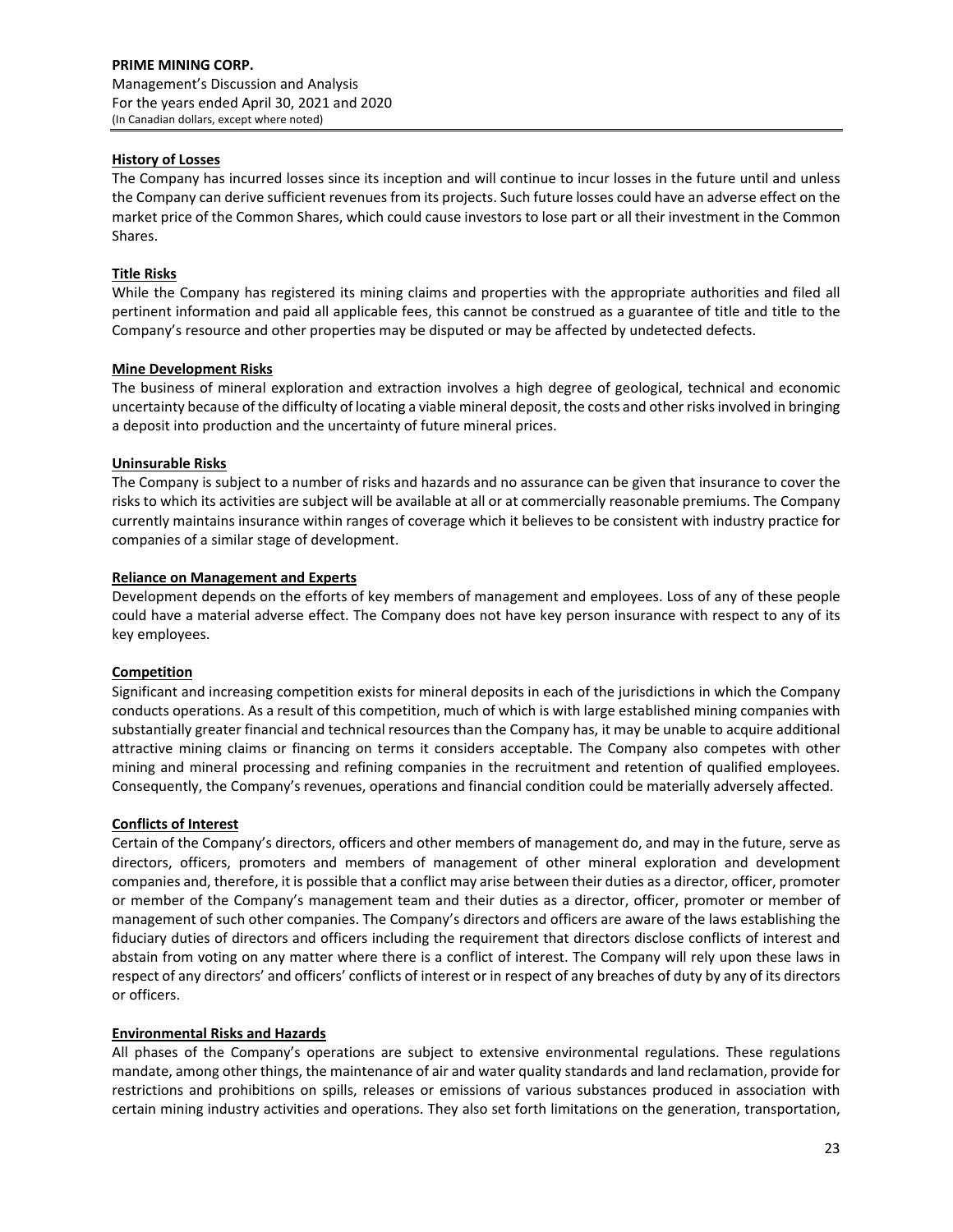### History of Losses

The Company has incurred losses since its inception and will continue to incur losses in the future until and unless the Company can derive sufficient revenues from its projects. Such future losses could have an adverse effect on the market price of the Common Shares, which could cause investors to lose part or all their investment in the Common Shares.

### Title Risks

While the Company has registered its mining claims and properties with the appropriate authorities and filed all pertinent information and paid all applicable fees, this cannot be construed as a guarantee of title and title to the Company's resource and other properties may be disputed or may be affected by undetected defects.

### Mine Development Risks

The business of mineral exploration and extraction involves a high degree of geological, technical and economic uncertainty because of the difficulty of locating a viable mineral deposit, the costs and other risks involved in bringing a deposit into production and the uncertainty of future mineral prices.

### Uninsurable Risks

The Company is subject to a number of risks and hazards and no assurance can be given that insurance to cover the risks to which its activities are subject will be available at all or at commercially reasonable premiums. The Company currently maintains insurance within ranges of coverage which it believes to be consistent with industry practice for companies of a similar stage of development.

### Reliance on Management and Experts

Development depends on the efforts of key members of management and employees. Loss of any of these people could have a material adverse effect. The Company does not have key person insurance with respect to any of its key employees.

### Competition

Significant and increasing competition exists for mineral deposits in each of the jurisdictions in which the Company conducts operations. As a result of this competition, much of which is with large established mining companies with substantially greater financial and technical resources than the Company has, it may be unable to acquire additional attractive mining claims or financing on terms it considers acceptable. The Company also competes with other mining and mineral processing and refining companies in the recruitment and retention of qualified employees. Consequently, the Company's revenues, operations and financial condition could be materially adversely affected.

### Conflicts of Interest

Certain of the Company's directors, officers and other members of management do, and may in the future, serve as directors, officers, promoters and members of management of other mineral exploration and development companies and, therefore, it is possible that a conflict may arise between their duties as a director, officer, promoter or member of the Company's management team and their duties as a director, officer, promoter or member of management of such other companies. The Company's directors and officers are aware of the laws establishing the fiduciary duties of directors and officers including the requirement that directors disclose conflicts of interest and abstain from voting on any matter where there is a conflict of interest. The Company will rely upon these laws in respect of any directors' and officers' conflicts of interest or in respect of any breaches of duty by any of its directors or officers.

### Environmental Risks and Hazards

All phases of the Company's operations are subject to extensive environmental regulations. These regulations mandate, among other things, the maintenance of air and water quality standards and land reclamation, provide for restrictions and prohibitions on spills, releases or emissions of various substances produced in association with certain mining industry activities and operations. They also set forth limitations on the generation, transportation,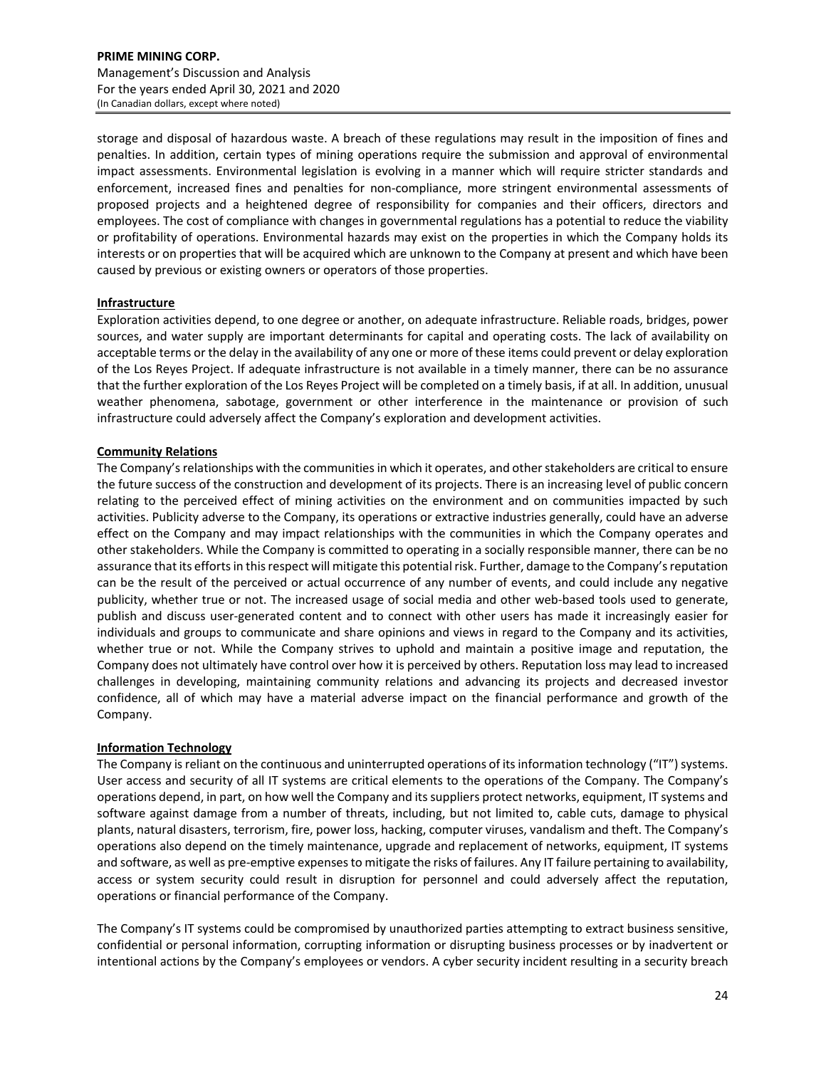storage and disposal of hazardous waste. A breach of these regulations may result in the imposition of fines and penalties. In addition, certain types of mining operations require the submission and approval of environmental impact assessments. Environmental legislation is evolving in a manner which will require stricter standards and enforcement, increased fines and penalties for non-compliance, more stringent environmental assessments of proposed projects and a heightened degree of responsibility for companies and their officers, directors and employees. The cost of compliance with changes in governmental regulations has a potential to reduce the viability or profitability of operations. Environmental hazards may exist on the properties in which the Company holds its interests or on properties that will be acquired which are unknown to the Company at present and which have been caused by previous or existing owners or operators of those properties.

**Infrastructure**

Exploration activities depend, to one degree or another, on adequate infrastructure. Reliable roads, bridges, power sources, and water supply are important determinants for capital and operating costs. The lack of availability on acceptable terms or the delay in the availability of any one or more of these items could prevent or delay exploration of the Los Reyes Project. If adequate infrastructure is not available in a timely manner, there can be no assurance that the further exploration of the Los Reyes Project will be completed on a timely basis, if at all. In addition, unusual weather phenomena, sabotage, government or other interference in the maintenance or provision of such infrastructure could adversely affect the Company's exploration and development activities.

**Community Relations**

The Company's relationships with the communities in which it operates, and other stakeholders are critical to ensure the future success of the construction and development of its projects. There is an increasing level of public concern relating to the perceived effect of mining activities on the environment and on communities impacted by such activities. Publicity adverse to the Company, its operations or extractive industries generally, could have an adverse effect on the Company and may impact relationships with the communities in which the Company operates and other stakeholders. While the Company is committed to operating in a socially responsible manner, there can be no assurance that its efforts in this respect will mitigate this potential risk. Further, damage to the Company's reputation can be the result of the perceived or actual occurrence of any number of events, and could include any negative publicity, whether true or not. The increased usage of social media and other web-based tools used to generate, publish and discuss user-generated content and to connect with other users has made it increasingly easier for individuals and groups to communicate and share opinions and views in regard to the Company and its activities, whether true or not. While the Company strives to uphold and maintain a positive image and reputation, the Company does not ultimately have control over how it is perceived by others. Reputation loss may lead to increased challenges in developing, maintaining community relations and advancing its projects and decreased investor confidence, all of which may have a material adverse impact on the financial performance and growth of the Company.

**Information Technology**

The Company is reliant on the continuous and uninterrupted operations of its information technology ("IT") systems. User access and security of all IT systems are critical elements to the operations of the Company. The Company's operations depend, in part, on how well the Company and its suppliers protect networks, equipment, IT systems and software against damage from a number of threats, including, but not limited to, cable cuts, damage to physical plants, natural disasters, terrorism, fire, power loss, hacking, computer viruses, vandalism and theft. The Company's operations also depend on the timely maintenance, upgrade and replacement of networks, equipment, IT systems and software, as well as pre-emptive expenses to mitigate the risks of failures. Any IT failure pertaining to availability, access or system security could result in disruption for personnel and could adversely affect the reputation, operations or financial performance of the Company.

The Company's IT systems could be compromised by unauthorized parties attempting to extract business sensitive, confidential or personal information, corrupting information or disrupting business processes or by inadvertent or intentional actions by the Company's employees or vendors. A cyber security incident resulting in a security breach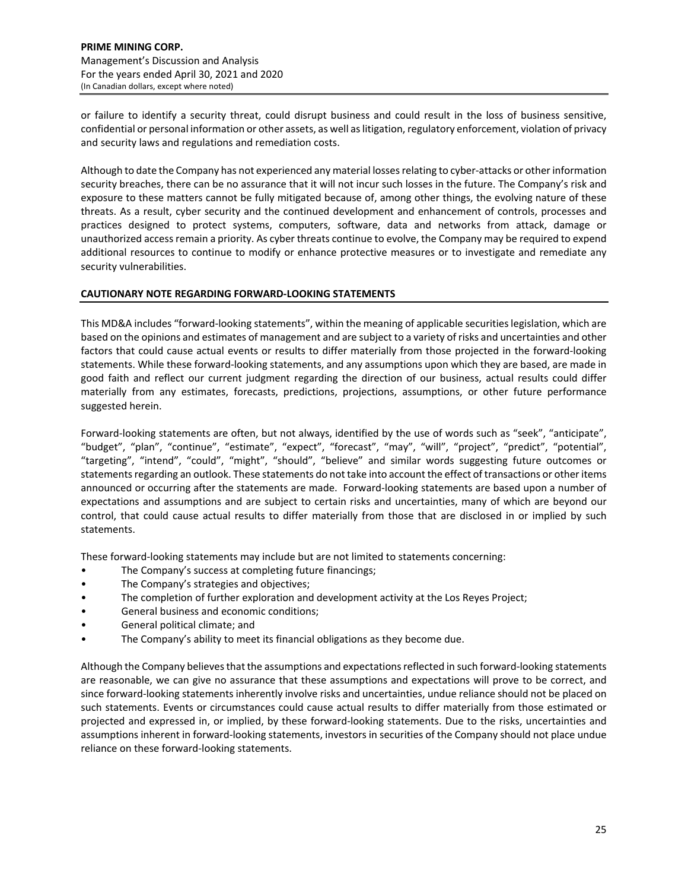or failure to identify a security threat, could disrupt business and could result in the loss of business sensitive, confidential or personal information or other assets, as well as litigation, regulatory enforcement, violation of privacy and security laws and regulations and remediation costs.

Although to date the Company has not experienced any material losses relating to cyber-attacks or other information security breaches, there can be no assurance that it will not incur such losses in the future. The Company's risk and exposure to these matters cannot be fully mitigated because of, among other things, the evolving nature of these threats. As a result, cyber security and the continued development and enhancement of controls, processes and practices designed to protect systems, computers, software, data and networks from attack, damage or unauthorized access remain a priority. As cyber threats continue to evolve, the Company may be required to expend additional resources to continue to modify or enhance protective measures or to investigate and remediate any security vulnerabilities.

## CAUTIONARY NOTE REGARDING FORWARD-LOOKING STATEMENTS

This MD&A includes "forward-looking statements", within the meaning of applicable securities legislation, which are based on the opinions and estimates of management and are subject to a variety of risks and uncertainties and other factors that could cause actual events or results to differ materially from those projected in the forward-looking statements. While these forward-looking statements, and any assumptions upon which they are based, are made in good faith and reflect our current judgment regarding the direction of our business, actual results could differ materially from any estimates, forecasts, predictions, projections, assumptions, or other future performance suggested herein.

Forward-looking statements are often, but not always, identified by the use of words such as "seek", "anticipate", "budget", "plan", "continue", "estimate", "expect", "forecast", "may", "will", "project", "predict", "potential", "targeting", "intend", "could", "might", "should", "believe" and similar words suggesting future outcomes or statements regarding an outlook. These statements do not take into account the effect of transactions or other items announced or occurring after the statements are made. Forward-looking statements are based upon a number of expectations and assumptions and are subject to certain risks and uncertainties, many of which are beyond our control, that could cause actual results to differ materially from those that are disclosed in or implied by such statements.

These forward-looking statements may include but are not limited to statements concerning:

- The Company's success at completing future financings;
- The Company's strategies and objectives;
- The completion of further exploration and development activity at the Los Reyes Project;
- General business and economic conditions;
- General political climate; and
- The Company's ability to meet its financial obligations as they become due.

Although the Company believes that the assumptions and expectations reflected in such forward-looking statements are reasonable, we can give no assurance that these assumptions and expectations will prove to be correct, and since forward-looking statements inherently involve risks and uncertainties, undue reliance should not be placed on such statements. Events or circumstances could cause actual results to differ materially from those estimated or projected and expressed in, or implied, by these forward-looking statements. Due to the risks, uncertainties and assumptions inherent in forward-looking statements, investors in securities of the Company should not place undue reliance on these forward-looking statements.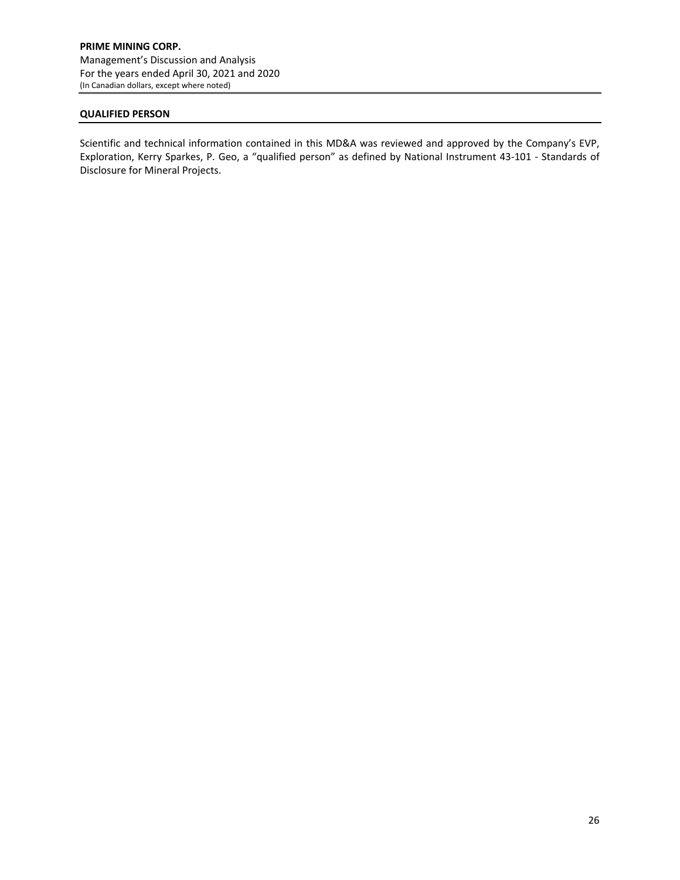## QUALIFIED PERSON

Scientific and technical information contained in this MD&A was reviewed and approved by the Company's EVP, Exploration, Kerry Sparkes, P. Geo, a "qualified person" as defined by National Instrument 43-101 - Standards of Disclosure for Mineral Projects.